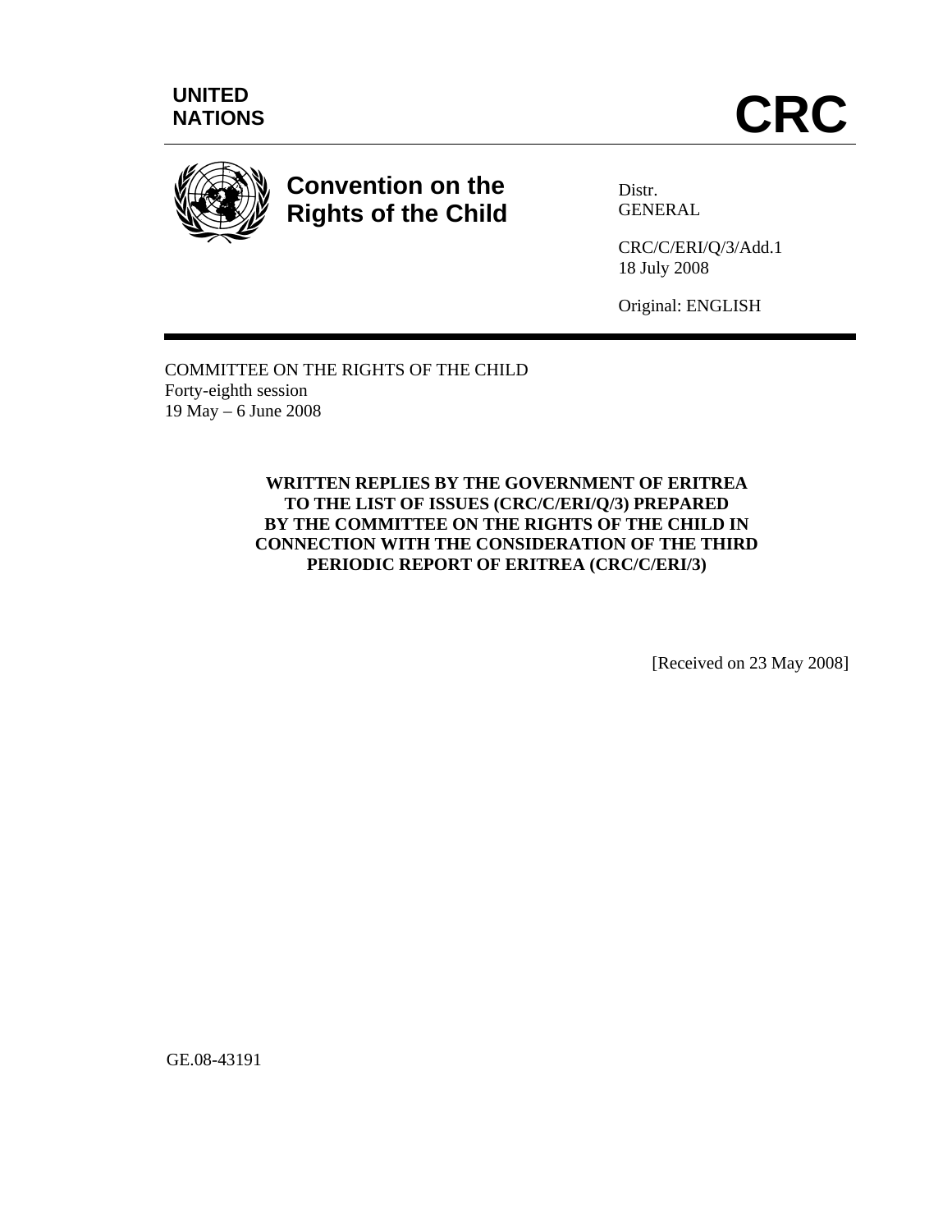UNITED NATIONS

# CRC

**Convention on the Rights of the Child**

Distr.
GENERAL

CRC/C/ERI/Q/3/Add.1
18 July 2008

Original: ENGLISH

COMMITTEE ON THE RIGHTS OF THE CHILD
Forty-eighth session
19 May – 6 June 2008

**WRITTEN REPLIES BY THE GOVERNMENT OF ERITREA TO THE LIST OF ISSUES (CRC/C/ERI/Q/3) PREPARED BY THE COMMITTEE ON THE RIGHTS OF THE CHILD IN CONNECTION WITH THE CONSIDERATION OF THE THIRD PERIODIC REPORT OF ERITREA (CRC/C/ERI/3)**

[Received on 23 May 2008]

GE.08-43191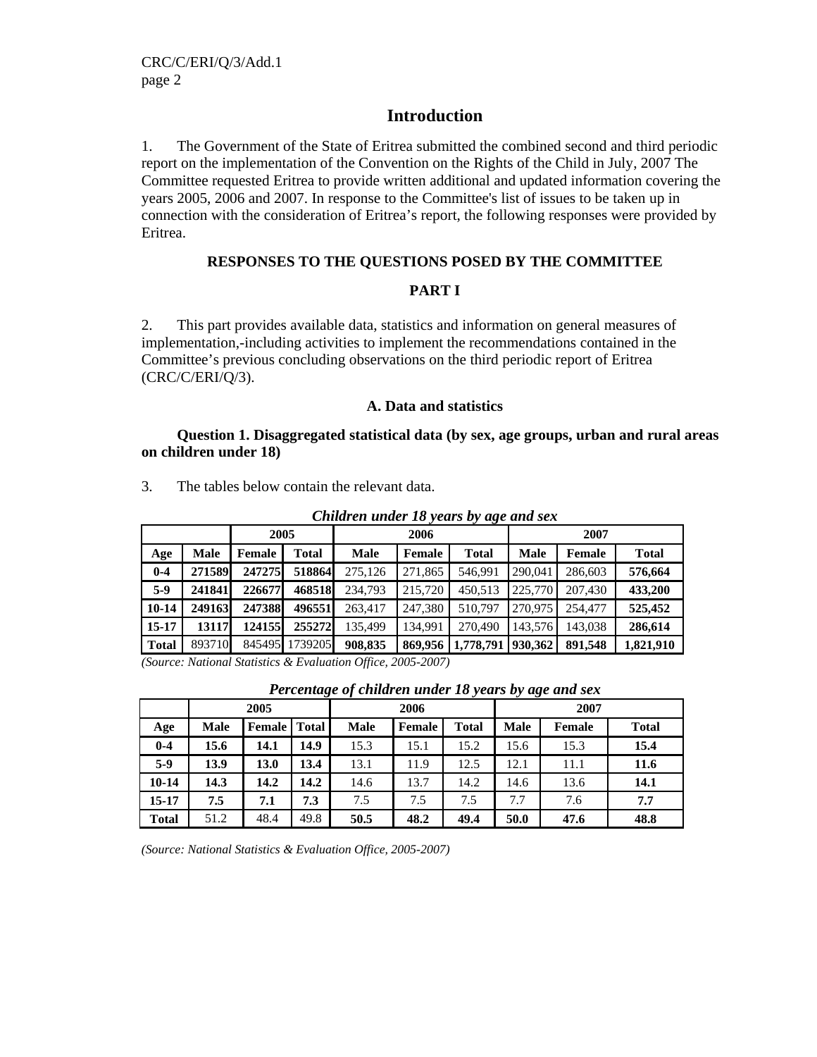# Introduction

1. The Government of the State of Eritrea submitted the combined second and third periodic report on the implementation of the Convention on the Rights of the Child in July, 2007 The Committee requested Eritrea to provide written additional and updated information covering the years 2005, 2006 and 2007. In response to the Committee's list of issues to be taken up in connection with the consideration of Eritrea's report, the following responses were provided by Eritrea.

**RESPONSES TO THE QUESTIONS POSED BY THE COMMITTEE**

**PART I**

2. This part provides available data, statistics and information on general measures of implementation,-including activities to implement the recommendations contained in the Committee's previous concluding observations on the third periodic report of Eritrea (CRC/C/ERI/Q/3).

### A. Data and statistics

**Question 1. Disaggregated statistical data (by sex, age groups, urban and rural areas on children under 18)**

3. The tables below contain the relevant data.

***Children under 18 years by age and sex***

| | 2005 | | | 2006 | | | 2007 | | |
|---|---|---|---|---|---|---|---|---|---|
| **Age** | **Male** | **Female** | **Total** | **Male** | **Female** | **Total** | **Male** | **Female** | **Total** |
| **0-4** | **271589** | **247275** | **518864** | 275,126 | 271,865 | 546,991 | 290,041 | 286,603 | **576,664** |
| **5-9** | **241841** | **226677** | **468518** | 234,793 | 215,720 | 450,513 | 225,770 | 207,430 | **433,200** |
| **10-14** | **249163** | **247388** | **496551** | 263,417 | 247,380 | 510,797 | 270,975 | 254,477 | **525,452** |
| **15-17** | **13117** | **124155** | **255272** | 135,499 | 134,991 | 270,490 | 143,576 | 143,038 | **286,614** |
| **Total** | 893710 | 845495 | 1739205 | **908,835** | **869,956** | **1,778,791** | **930,362** | **891,548** | **1,821,910** |

*(Source: National Statistics & Evaluation Office, 2005-2007)*

***Percentage of children under 18 years by age and sex***

| | 2005 | | | 2006 | | | 2007 | | |
|---|---|---|---|---|---|---|---|---|---|
| **Age** | **Male** | **Female** | **Total** | **Male** | **Female** | **Total** | **Male** | **Female** | **Total** |
| **0-4** | **15.6** | **14.1** | **14.9** | 15.3 | 15.1 | 15.2 | 15.6 | 15.3 | **15.4** |
| **5-9** | **13.9** | **13.0** | **13.4** | 13.1 | 11.9 | 12.5 | 12.1 | 11.1 | **11.6** |
| **10-14** | **14.3** | **14.2** | **14.2** | 14.6 | 13.7 | 14.2 | 14.6 | 13.6 | **14.1** |
| **15-17** | **7.5** | **7.1** | **7.3** | 7.5 | 7.5 | 7.5 | 7.7 | 7.6 | **7.7** |
| **Total** | 51.2 | 48.4 | 49.8 | **50.5** | **48.2** | **49.4** | **50.0** | **47.6** | **48.8** |

*(Source: National Statistics & Evaluation Office, 2005-2007)*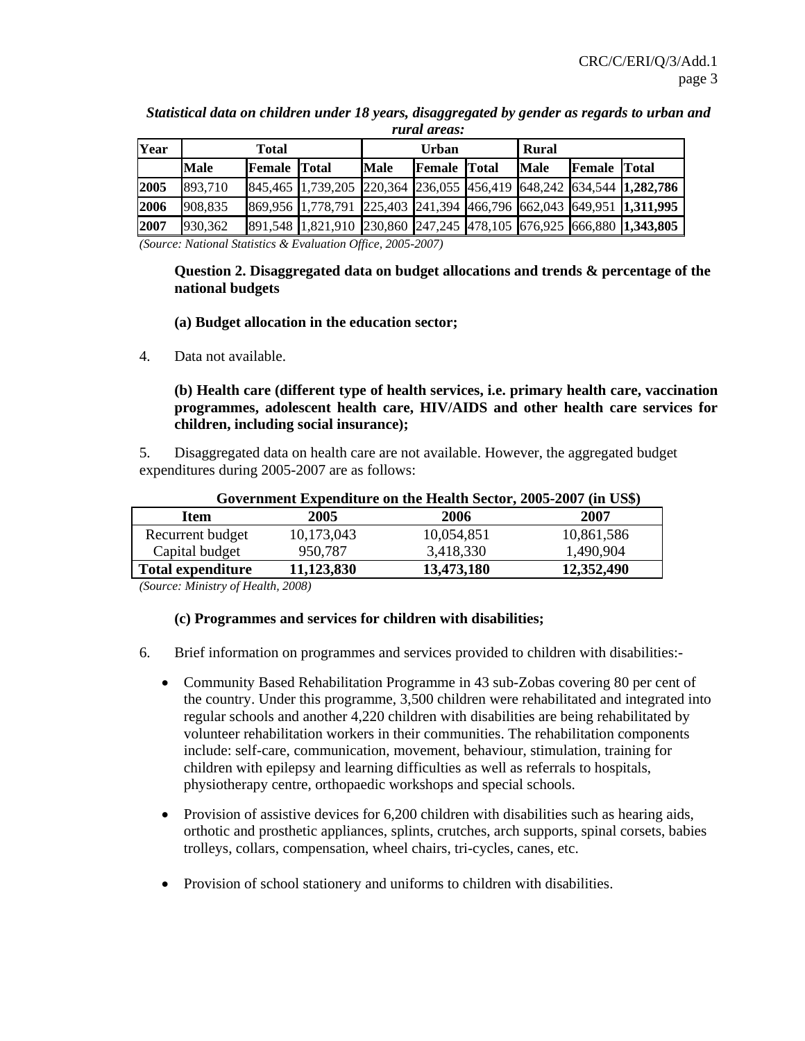***Statistical data on children under 18 years, disaggregated by gender as regards to urban and rural areas:***

| Year | Total | | | Urban | | | Rural | | |
|---|---|---|---|---|---|---|---|---|---|
| | **Male** | **Female** | **Total** | **Male** | **Female** | **Total** | **Male** | **Female** | **Total** |
| **2005** | 893,710 | 845,465 | 1,739,205 | 220,364 | 236,055 | 456,419 | 648,242 | 634,544 | **1,282,786** |
| **2006** | 908,835 | 869,956 | 1,778,791 | 225,403 | 241,394 | 466,796 | 662,043 | 649,951 | **1,311,995** |
| **2007** | 930,362 | 891,548 | 1,821,910 | 230,860 | 247,245 | 478,105 | 676,925 | 666,880 | **1,343,805** |

*(Source: National Statistics & Evaluation Office, 2005-2007)*

**Question 2. Disaggregated data on budget allocations and trends & percentage of the national budgets**

**(a) Budget allocation in the education sector;**

4. Data not available.

**(b) Health care (different type of health services, i.e. primary health care, vaccination programmes, adolescent health care, HIV/AIDS and other health care services for children, including social insurance);**

5. Disaggregated data on health care are not available. However, the aggregated budget expenditures during 2005-2007 are as follows:

**Government Expenditure on the Health Sector, 2005-2007 (in US$)**

| Item | 2005 | 2006 | 2007 |
|---|---|---|---|
| Recurrent budget | 10,173,043 | 10,054,851 | 10,861,586 |
| Capital budget | 950,787 | 3,418,330 | 1,490,904 |
| **Total expenditure** | **11,123,830** | **13,473,180** | **12,352,490** |

*(Source: Ministry of Health, 2008)*

**(c) Programmes and services for children with disabilities;**

6. Brief information on programmes and services provided to children with disabilities:-

- Community Based Rehabilitation Programme in 43 sub-Zobas covering 80 per cent of the country. Under this programme, 3,500 children were rehabilitated and integrated into regular schools and another 4,220 children with disabilities are being rehabilitated by volunteer rehabilitation workers in their communities. The rehabilitation components include: self-care, communication, movement, behaviour, stimulation, training for children with epilepsy and learning difficulties as well as referrals to hospitals, physiotherapy centre, orthopaedic workshops and special schools.

- Provision of assistive devices for 6,200 children with disabilities such as hearing aids, orthotic and prosthetic appliances, splints, crutches, arch supports, spinal corsets, babies trolleys, collars, compensation, wheel chairs, tri-cycles, canes, etc.

- Provision of school stationery and uniforms to children with disabilities.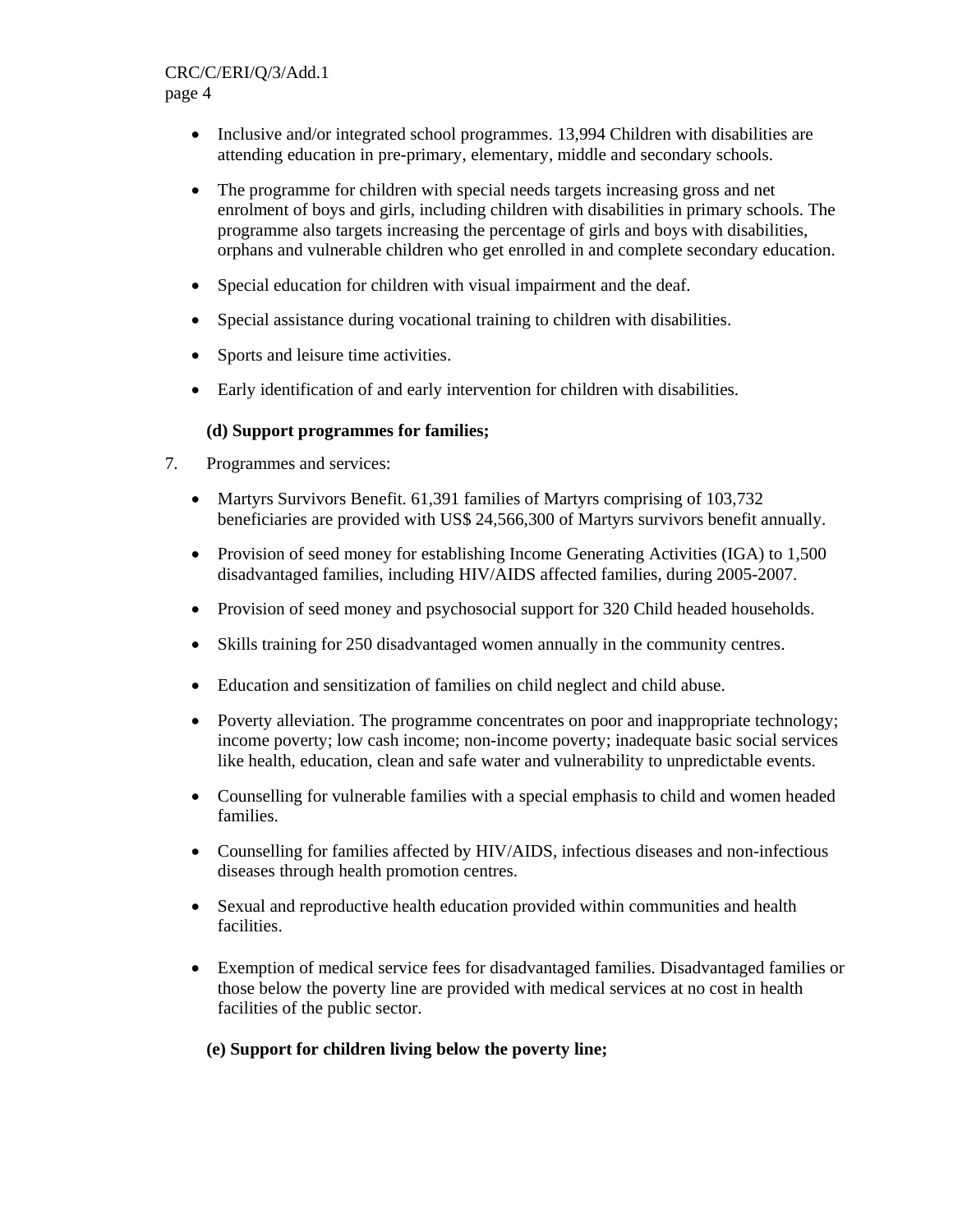- Inclusive and/or integrated school programmes. 13,994 Children with disabilities are attending education in pre-primary, elementary, middle and secondary schools.

- The programme for children with special needs targets increasing gross and net enrolment of boys and girls, including children with disabilities in primary schools. The programme also targets increasing the percentage of girls and boys with disabilities, orphans and vulnerable children who get enrolled in and complete secondary education.

- Special education for children with visual impairment and the deaf.

- Special assistance during vocational training to children with disabilities.

- Sports and leisure time activities.

- Early identification of and early intervention for children with disabilities.

**(d) Support programmes for families;**

7. Programmes and services:

- Martyrs Survivors Benefit. 61,391 families of Martyrs comprising of 103,732 beneficiaries are provided with US$ 24,566,300 of Martyrs survivors benefit annually.

- Provision of seed money for establishing Income Generating Activities (IGA) to 1,500 disadvantaged families, including HIV/AIDS affected families, during 2005-2007.

- Provision of seed money and psychosocial support for 320 Child headed households.

- Skills training for 250 disadvantaged women annually in the community centres.

- Education and sensitization of families on child neglect and child abuse.

- Poverty alleviation. The programme concentrates on poor and inappropriate technology; income poverty; low cash income; non-income poverty; inadequate basic social services like health, education, clean and safe water and vulnerability to unpredictable events.

- Counselling for vulnerable families with a special emphasis to child and women headed families.

- Counselling for families affected by HIV/AIDS, infectious diseases and non-infectious diseases through health promotion centres.

- Sexual and reproductive health education provided within communities and health facilities.

- Exemption of medical service fees for disadvantaged families. Disadvantaged families or those below the poverty line are provided with medical services at no cost in health facilities of the public sector.

**(e) Support for children living below the poverty line;**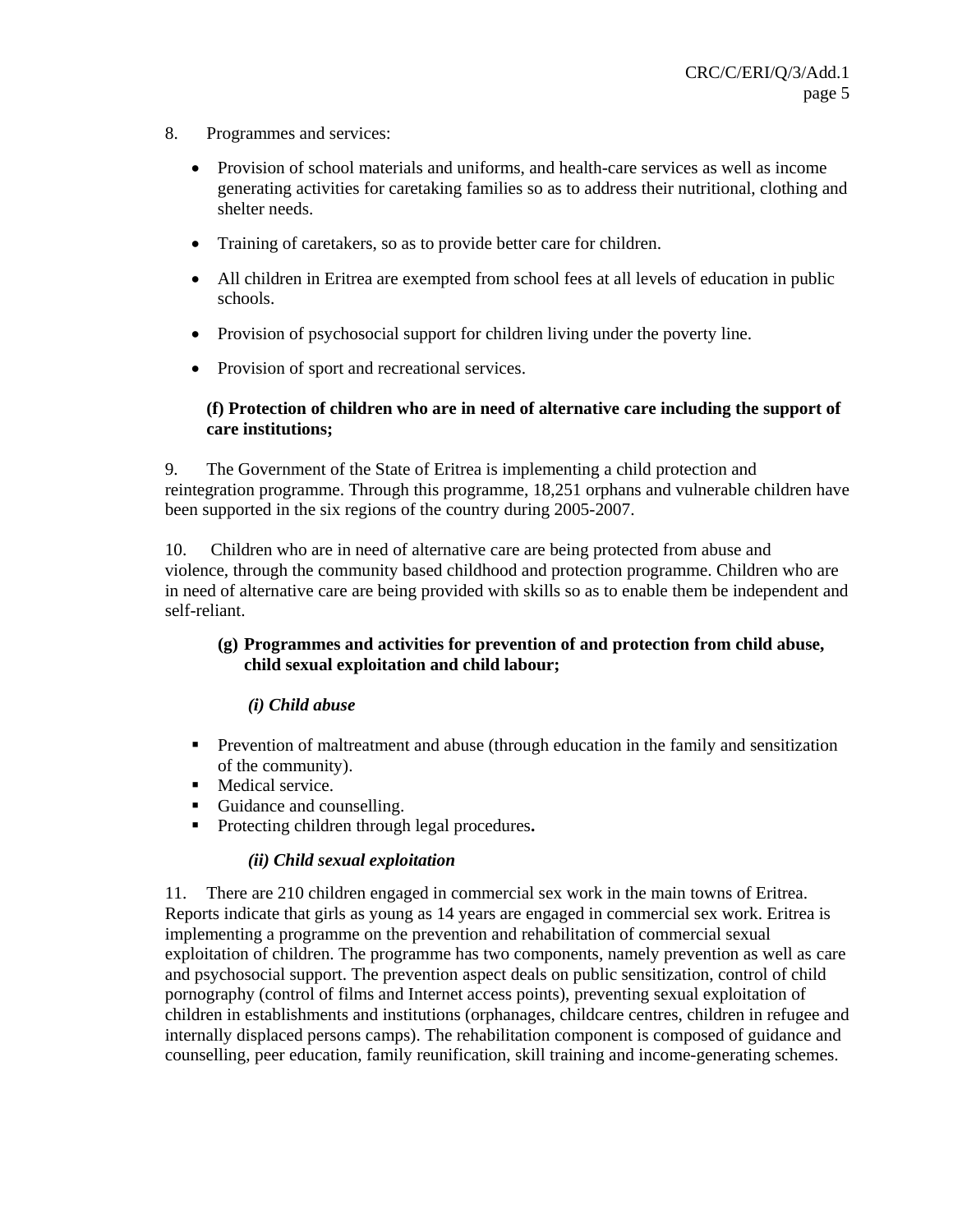8. Programmes and services:

- Provision of school materials and uniforms, and health-care services as well as income generating activities for caretaking families so as to address their nutritional, clothing and shelter needs.
- Training of caretakers, so as to provide better care for children.
- All children in Eritrea are exempted from school fees at all levels of education in public schools.
- Provision of psychosocial support for children living under the poverty line.
- Provision of sport and recreational services.

**(f) Protection of children who are in need of alternative care including the support of care institutions;**

9. The Government of the State of Eritrea is implementing a child protection and reintegration programme. Through this programme, 18,251 orphans and vulnerable children have been supported in the six regions of the country during 2005-2007.

10. Children who are in need of alternative care are being protected from abuse and violence, through the community based childhood and protection programme. Children who are in need of alternative care are being provided with skills so as to enable them be independent and self-reliant.

**(g) Programmes and activities for prevention of and protection from child abuse, child sexual exploitation and child labour;**

***(i) Child abuse***

- Prevention of maltreatment and abuse (through education in the family and sensitization of the community).
- Medical service.
- Guidance and counselling.
- Protecting children through legal procedures**.**

***(ii) Child sexual exploitation***

11. There are 210 children engaged in commercial sex work in the main towns of Eritrea. Reports indicate that girls as young as 14 years are engaged in commercial sex work. Eritrea is implementing a programme on the prevention and rehabilitation of commercial sexual exploitation of children. The programme has two components, namely prevention as well as care and psychosocial support. The prevention aspect deals on public sensitization, control of child pornography (control of films and Internet access points), preventing sexual exploitation of children in establishments and institutions (orphanages, childcare centres, children in refugee and internally displaced persons camps). The rehabilitation component is composed of guidance and counselling, peer education, family reunification, skill training and income-generating schemes.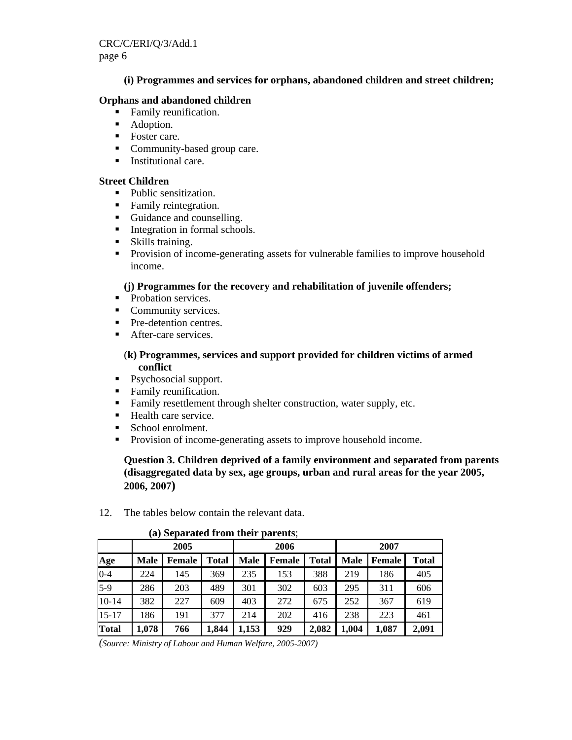**(i) Programmes and services for orphans, abandoned children and street children;**

**Orphans and abandoned children**

- Family reunification.
- Adoption.
- Foster care.
- Community-based group care.
- Institutional care.

**Street Children**

- Public sensitization.
- Family reintegration.
- Guidance and counselling.
- Integration in formal schools.
- Skills training.
- Provision of income-generating assets for vulnerable families to improve household income.

**(j) Programmes for the recovery and rehabilitation of juvenile offenders;**

- Probation services.
- Community services.
- Pre-detention centres.
- After-care services.

**(k) Programmes, services and support provided for children victims of armed conflict**

- Psychosocial support.
- Family reunification.
- Family resettlement through shelter construction, water supply, etc.
- Health care service.
- School enrolment.
- Provision of income-generating assets to improve household income.

**Question 3. Children deprived of a family environment and separated from parents (disaggregated data by sex, age groups, urban and rural areas for the year 2005, 2006, 2007)**

12. The tables below contain the relevant data.

**(a) Separated from their parents**;

| | 2005 | | | 2006 | | | 2007 | | |
|---|---|---|---|---|---|---|---|---|---|
| **Age** | **Male** | **Female** | **Total** | **Male** | **Female** | **Total** | **Male** | **Female** | **Total** |
| 0-4 | 224 | 145 | 369 | 235 | 153 | 388 | 219 | 186 | 405 |
| 5-9 | 286 | 203 | 489 | 301 | 302 | 603 | 295 | 311 | 606 |
| 10-14 | 382 | 227 | 609 | 403 | 272 | 675 | 252 | 367 | 619 |
| 15-17 | 186 | 191 | 377 | 214 | 202 | 416 | 238 | 223 | 461 |
| **Total** | **1,078** | **766** | **1,844** | **1,153** | **929** | **2,082** | **1,004** | **1,087** | **2,091** |

*(Source: Ministry of Labour and Human Welfare, 2005-2007)*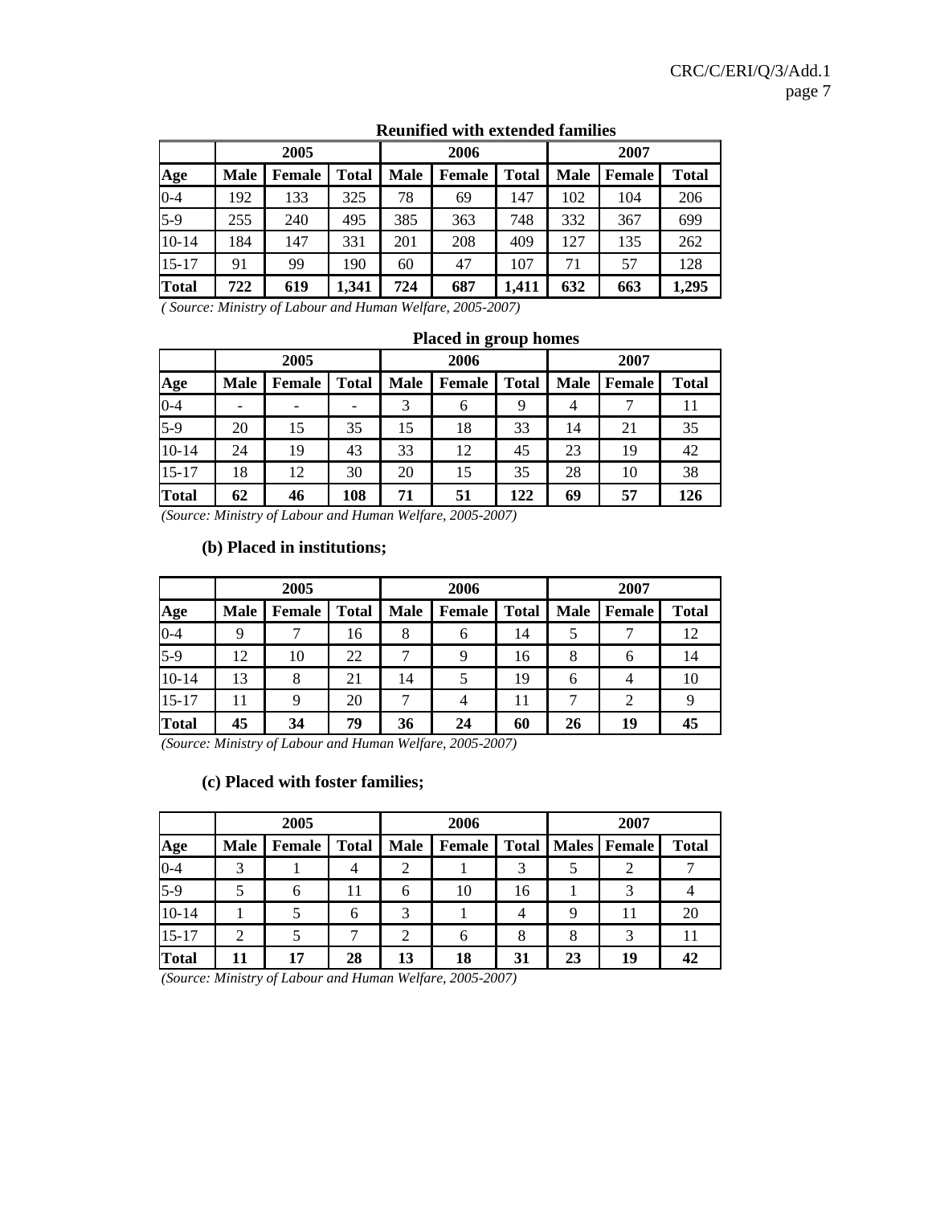**Reunified with extended families**

| | 2005 | | | 2006 | | | 2007 | | |
|---|---|---|---|---|---|---|---|---|---|
| **Age** | **Male** | **Female** | **Total** | **Male** | **Female** | **Total** | **Male** | **Female** | **Total** |
| 0-4 | 192 | 133 | 325 | 78 | 69 | 147 | 102 | 104 | 206 |
| 5-9 | 255 | 240 | 495 | 385 | 363 | 748 | 332 | 367 | 699 |
| 10-14 | 184 | 147 | 331 | 201 | 208 | 409 | 127 | 135 | 262 |
| 15-17 | 91 | 99 | 190 | 60 | 47 | 107 | 71 | 57 | 128 |
| **Total** | **722** | **619** | **1,341** | **724** | **687** | **1,411** | **632** | **663** | **1,295** |

*( Source: Ministry of Labour and Human Welfare, 2005-2007)*

**Placed in group homes**

| | 2005 | | | 2006 | | | 2007 | | |
|---|---|---|---|---|---|---|---|---|---|
| **Age** | **Male** | **Female** | **Total** | **Male** | **Female** | **Total** | **Male** | **Female** | **Total** |
| 0-4 | - | - | - | 3 | 6 | 9 | 4 | 7 | 11 |
| 5-9 | 20 | 15 | 35 | 15 | 18 | 33 | 14 | 21 | 35 |
| 10-14 | 24 | 19 | 43 | 33 | 12 | 45 | 23 | 19 | 42 |
| 15-17 | 18 | 12 | 30 | 20 | 15 | 35 | 28 | 10 | 38 |
| **Total** | **62** | **46** | **108** | **71** | **51** | **122** | **69** | **57** | **126** |

*(Source: Ministry of Labour and Human Welfare, 2005-2007)*

### (b) Placed in institutions;

| | 2005 | | | 2006 | | | 2007 | | |
|---|---|---|---|---|---|---|---|---|---|
| **Age** | **Male** | **Female** | **Total** | **Male** | **Female** | **Total** | **Male** | **Female** | **Total** |
| 0-4 | 9 | 7 | 16 | 8 | 6 | 14 | 5 | 7 | 12 |
| 5-9 | 12 | 10 | 22 | 7 | 9 | 16 | 8 | 6 | 14 |
| 10-14 | 13 | 8 | 21 | 14 | 5 | 19 | 6 | 4 | 10 |
| 15-17 | 11 | 9 | 20 | 7 | 4 | 11 | 7 | 2 | 9 |
| **Total** | **45** | **34** | **79** | **36** | **24** | **60** | **26** | **19** | **45** |

*(Source: Ministry of Labour and Human Welfare, 2005-2007)*

### (c) Placed with foster families;

| | 2005 | | | 2006 | | | 2007 | | |
|---|---|---|---|---|---|---|---|---|---|
| **Age** | **Male** | **Female** | **Total** | **Male** | **Female** | **Total** | **Males** | **Female** | **Total** |
| 0-4 | 3 | 1 | 4 | 2 | 1 | 3 | 5 | 2 | 7 |
| 5-9 | 5 | 6 | 11 | 6 | 10 | 16 | 1 | 3 | 4 |
| 10-14 | 1 | 5 | 6 | 3 | 1 | 4 | 9 | 11 | 20 |
| 15-17 | 2 | 5 | 7 | 2 | 6 | 8 | 8 | 3 | 11 |
| **Total** | **11** | **17** | **28** | **13** | **18** | **31** | **23** | **19** | **42** |

*(Source: Ministry of Labour and Human Welfare, 2005-2007)*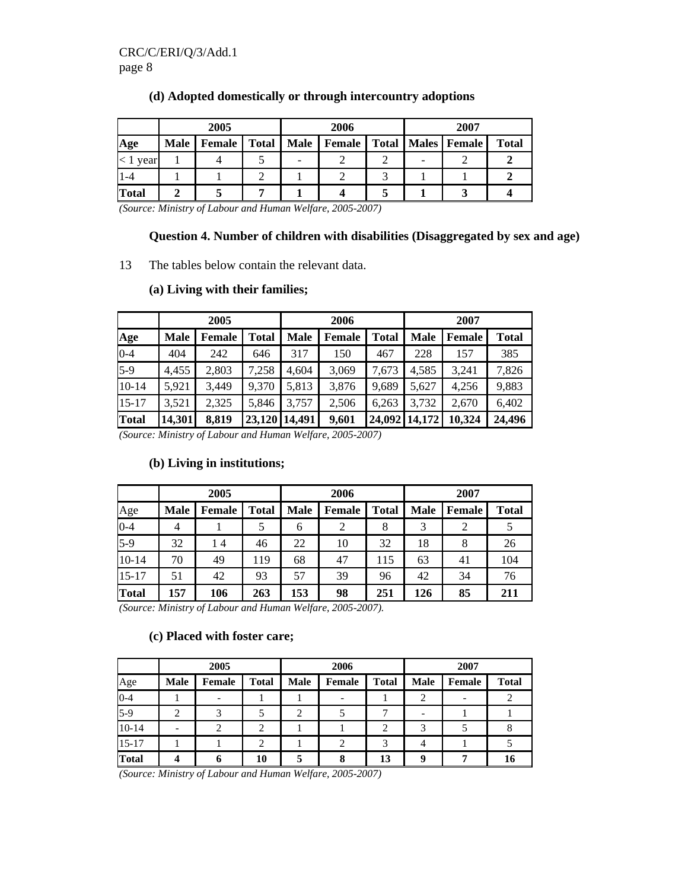### (d) Adopted domestically or through intercountry adoptions

| | 2005 | | | 2006 | | | 2007 | | |
|---|---|---|---|---|---|---|---|---|---|
| **Age** | **Male** | **Female** | **Total** | **Male** | **Female** | **Total** | **Males** | **Female** | **Total** |
| < 1 year | 1 | 4 | 5 | - | 2 | 2 | - | 2 | **2** |
| 1-4 | 1 | 1 | 2 | 1 | 2 | 3 | 1 | 1 | **2** |
| **Total** | **2** | **5** | **7** | **1** | **4** | **5** | **1** | **3** | **4** |

*(Source: Ministry of Labour and Human Welfare, 2005-2007)*

### Question 4. Number of children with disabilities (Disaggregated by sex and age)

13 The tables below contain the relevant data.

### (a) Living with their families;

| | 2005 | | | 2006 | | | 2007 | | |
|---|---|---|---|---|---|---|---|---|---|
| **Age** | **Male** | **Female** | **Total** | **Male** | **Female** | **Total** | **Male** | **Female** | **Total** |
| 0-4 | 404 | 242 | 646 | 317 | 150 | 467 | 228 | 157 | 385 |
| 5-9 | 4,455 | 2,803 | 7,258 | 4,604 | 3,069 | 7,673 | 4,585 | 3,241 | 7,826 |
| 10-14 | 5,921 | 3,449 | 9,370 | 5,813 | 3,876 | 9,689 | 5,627 | 4,256 | 9,883 |
| 15-17 | 3,521 | 2,325 | 5,846 | 3,757 | 2,506 | 6,263 | 3,732 | 2,670 | 6,402 |
| **Total** | **14,301** | **8,819** | **23,120** | **14,491** | **9,601** | **24,092** | **14,172** | **10,324** | **24,496** |

*(Source: Ministry of Labour and Human Welfare, 2005-2007)*

### (b) Living in institutions;

| | 2005 | | | 2006 | | | 2007 | | |
|---|---|---|---|---|---|---|---|---|---|
| Age | **Male** | **Female** | **Total** | **Male** | **Female** | **Total** | **Male** | **Female** | **Total** |
| 0-4 | 4 | 1 | 5 | 6 | 2 | 8 | 3 | 2 | 5 |
| 5-9 | 32 | 1 4 | 46 | 22 | 10 | 32 | 18 | 8 | 26 |
| 10-14 | 70 | 49 | 119 | 68 | 47 | 115 | 63 | 41 | 104 |
| 15-17 | 51 | 42 | 93 | 57 | 39 | 96 | 42 | 34 | 76 |
| **Total** | **157** | **106** | **263** | **153** | **98** | **251** | **126** | **85** | **211** |

*(Source: Ministry of Labour and Human Welfare, 2005-2007).*

### (c) Placed with foster care;

| | 2005 | | | 2006 | | | 2007 | | |
|---|---|---|---|---|---|---|---|---|---|
| Age | **Male** | **Female** | **Total** | **Male** | **Female** | **Total** | **Male** | **Female** | **Total** |
| 0-4 | 1 | - | 1 | 1 | - | 1 | 2 | - | 2 |
| 5-9 | 2 | 3 | 5 | 2 | 5 | 7 | - | 1 | 1 |
| 10-14 | - | 2 | 2 | 1 | 1 | 2 | 3 | 5 | 8 |
| 15-17 | 1 | 1 | 2 | 1 | 2 | 3 | 4 | 1 | 5 |
| **Total** | **4** | **6** | **10** | **5** | **8** | **13** | **9** | **7** | **16** |

*(Source: Ministry of Labour and Human Welfare, 2005-2007)*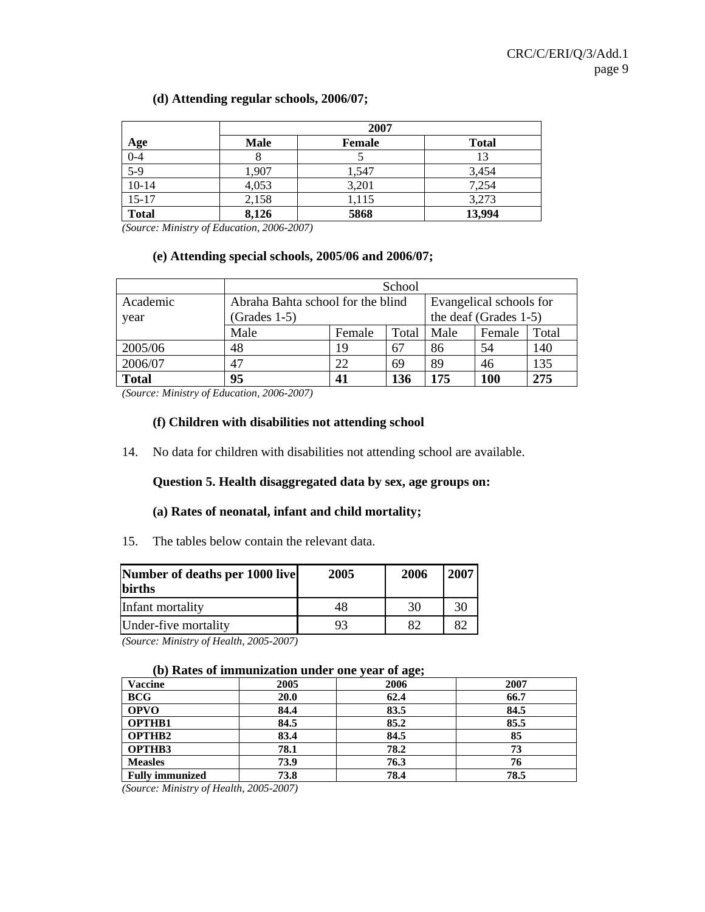**(d) Attending regular schools, 2006/07;**

| Age | 2007 | | |
|---|---|---|---|
| | **Male** | **Female** | **Total** |
| 0-4 | 8 | 5 | 13 |
| 5-9 | 1,907 | 1,547 | 3,454 |
| 10-14 | 4,053 | 3,201 | 7,254 |
| 15-17 | 2,158 | 1,115 | 3,273 |
| **Total** | **8,126** | **5868** | **13,994** |

*(Source: Ministry of Education, 2006-2007)*

**(e) Attending special schools, 2005/06 and 2006/07;**

| Academic year | School | | | | | |
|---|---|---|---|---|---|---|
| | Abraha Bahta school for the blind (Grades 1-5) | | | Evangelical schools for the deaf (Grades 1-5) | | |
| | Male | Female | Total | Male | Female | Total |
| 2005/06 | 48 | 19 | 67 | 86 | 54 | 140 |
| 2006/07 | 47 | 22 | 69 | 89 | 46 | 135 |
| **Total** | **95** | **41** | **136** | **175** | **100** | **275** |

*(Source: Ministry of Education, 2006-2007)*

**(f) Children with disabilities not attending school**

14. No data for children with disabilities not attending school are available.

**Question 5. Health disaggregated data by sex, age groups on:**

**(a) Rates of neonatal, infant and child mortality;**

15. The tables below contain the relevant data.

| Number of deaths per 1000 live births | 2005 | 2006 | 2007 |
|---|---|---|---|
| Infant mortality | 48 | 30 | 30 |
| Under-five mortality | 93 | 82 | 82 |

*(Source: Ministry of Health, 2005-2007)*

**(b) Rates of immunization under one year of age;**

| Vaccine | 2005 | 2006 | 2007 |
|---|---|---|---|
| **BCG** | **20.0** | **62.4** | **66.7** |
| **OPVO** | **84.4** | **83.5** | **84.5** |
| **OPTHB1** | **84.5** | **85.2** | **85.5** |
| **OPTHB2** | **83.4** | **84.5** | **85** |
| **OPTHB3** | **78.1** | **78.2** | **73** |
| **Measles** | **73.9** | **76.3** | **76** |
| **Fully immunized** | **73.8** | **78.4** | **78.5** |

*(Source: Ministry of Health, 2005-2007)*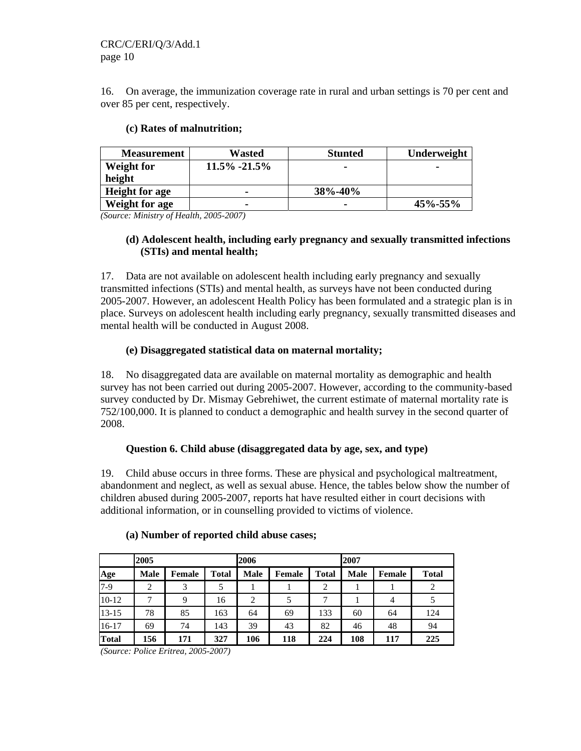16. On average, the immunization coverage rate in rural and urban settings is 70 per cent and over 85 per cent, respectively.

**(c) Rates of malnutrition;**

| Measurement | Wasted | Stunted | Underweight |
|---|---|---|---|
| **Weight for height** | **11.5% -21.5%** | **-** | **-** |
| **Height for age** | **-** | **38%-40%** | |
| **Weight for age** | **-** | **-** | **45%-55%** |

*(Source: Ministry of Health, 2005-2007)*

**(d) Adolescent health, including early pregnancy and sexually transmitted infections (STIs) and mental health;**

17. Data are not available on adolescent health including early pregnancy and sexually transmitted infections (STIs) and mental health, as surveys have not been conducted during 2005-2007. However, an adolescent Health Policy has been formulated and a strategic plan is in place. Surveys on adolescent health including early pregnancy, sexually transmitted diseases and mental health will be conducted in August 2008.

**(e) Disaggregated statistical data on maternal mortality;**

18. No disaggregated data are available on maternal mortality as demographic and health survey has not been carried out during 2005-2007. However, according to the community-based survey conducted by Dr. Mismay Gebrehiwet, the current estimate of maternal mortality rate is 752/100,000. It is planned to conduct a demographic and health survey in the second quarter of 2008.

**Question 6. Child abuse (disaggregated data by age, sex, and type)**

19. Child abuse occurs in three forms. These are physical and psychological maltreatment, abandonment and neglect, as well as sexual abuse. Hence, the tables below show the number of children abused during 2005-2007, reports hat have resulted either in court decisions with additional information, or in counselling provided to victims of violence.

**(a) Number of reported child abuse cases;**

| | 2005 | | | 2006 | | | 2007 | | |
|---|---|---|---|---|---|---|---|---|---|
| **Age** | **Male** | **Female** | **Total** | **Male** | **Female** | **Total** | **Male** | **Female** | **Total** |
| 7-9 | 2 | 3 | 5 | 1 | 1 | 2 | 1 | 1 | 2 |
| 10-12 | 7 | 9 | 16 | 2 | 5 | 7 | 1 | 4 | 5 |
| 13-15 | 78 | 85 | 163 | 64 | 69 | 133 | 60 | 64 | 124 |
| 16-17 | 69 | 74 | 143 | 39 | 43 | 82 | 46 | 48 | 94 |
| **Total** | **156** | **171** | **327** | **106** | **118** | **224** | **108** | **117** | **225** |

*(Source: Police Eritrea, 2005-2007)*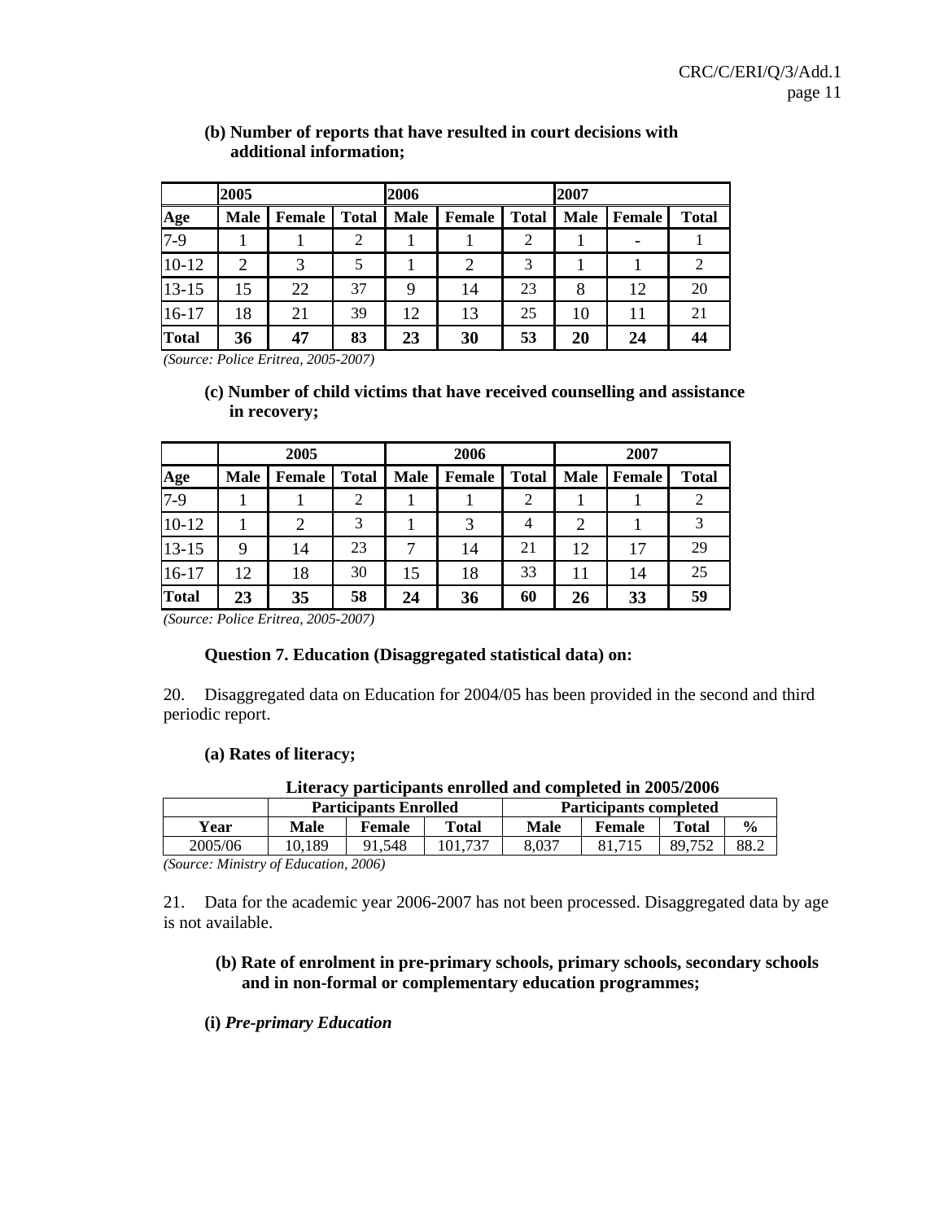**(b) Number of reports that have resulted in court decisions with additional information;**

| | 2005 | | | 2006 | | | 2007 | | |
|---|---|---|---|---|---|---|---|---|---|
| **Age** | **Male** | **Female** | **Total** | **Male** | **Female** | **Total** | **Male** | **Female** | **Total** |
| 7-9 | 1 | 1 | 2 | 1 | 1 | 2 | 1 | - | 1 |
| 10-12 | 2 | 3 | 5 | 1 | 2 | 3 | 1 | 1 | 2 |
| 13-15 | 15 | 22 | 37 | 9 | 14 | 23 | 8 | 12 | 20 |
| 16-17 | 18 | 21 | 39 | 12 | 13 | 25 | 10 | 11 | 21 |
| **Total** | **36** | **47** | **83** | **23** | **30** | **53** | **20** | **24** | **44** |

*(Source: Police Eritrea, 2005-2007)*

**(c) Number of child victims that have received counselling and assistance in recovery;**

| | 2005 | | | 2006 | | | 2007 | | |
|---|---|---|---|---|---|---|---|---|---|
| **Age** | **Male** | **Female** | **Total** | **Male** | **Female** | **Total** | **Male** | **Female** | **Total** |
| 7-9 | 1 | 1 | 2 | 1 | 1 | 2 | 1 | 1 | 2 |
| 10-12 | 1 | 2 | 3 | 1 | 3 | 4 | 2 | 1 | 3 |
| 13-15 | 9 | 14 | 23 | 7 | 14 | 21 | 12 | 17 | 29 |
| 16-17 | 12 | 18 | 30 | 15 | 18 | 33 | 11 | 14 | 25 |
| **Total** | **23** | **35** | **58** | **24** | **36** | **60** | **26** | **33** | **59** |

*(Source: Police Eritrea, 2005-2007)*

**Question 7. Education (Disaggregated statistical data) on:**

20. Disaggregated data on Education for 2004/05 has been provided in the second and third periodic report.

**(a) Rates of literacy;**

**Literacy participants enrolled and completed in 2005/2006**

| | Participants Enrolled | | | Participants completed | | | |
|---|---|---|---|---|---|---|---|
| **Year** | **Male** | **Female** | **Total** | **Male** | **Female** | **Total** | **%** |
| 2005/06 | 10,189 | 91,548 | 101,737 | 8,037 | 81,715 | 89,752 | 88.2 |

*(Source: Ministry of Education, 2006)*

21. Data for the academic year 2006-2007 has not been processed. Disaggregated data by age is not available.

**(b) Rate of enrolment in pre-primary schools, primary schools, secondary schools and in non-formal or complementary education programmes;**

**(i)** ***Pre-primary Education***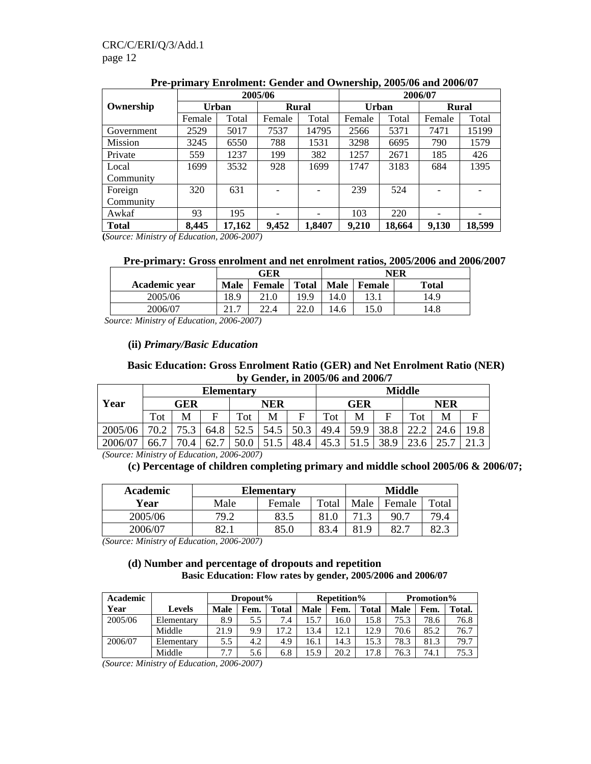**Pre-primary Enrolment: Gender and Ownership, 2005/06 and 2006/07**

| Ownership | 2005/06 | | | | 2006/07 | | | |
|---|---|---|---|---|---|---|---|---|
| | Urban | | Rural | | Urban | | Rural | |
| | Female | Total | Female | Total | Female | Total | Female | Total |
| Government | 2529 | 5017 | 7537 | 14795 | 2566 | 5371 | 7471 | 15199 |
| Mission | 3245 | 6550 | 788 | 1531 | 3298 | 6695 | 790 | 1579 |
| Private | 559 | 1237 | 199 | 382 | 1257 | 2671 | 185 | 426 |
| Local Community | 1699 | 3532 | 928 | 1699 | 1747 | 3183 | 684 | 1395 |
| Foreign Community | 320 | 631 | - | - | 239 | 524 | - | - |
| Awkaf | 93 | 195 | - | - | 103 | 220 | - | - |
| **Total** | **8,445** | **17,162** | **9,452** | **1,8407** | **9,210** | **18,664** | **9,130** | **18,599** |

(*Source: Ministry of Education, 2006-2007)*

**Pre-primary: Gross enrolment and net enrolment ratios, 2005/2006 and 2006/2007**

| Academic year | GER | | | NER | | |
|---|---|---|---|---|---|---|
| | Male | Female | Total | Male | Female | Total |
| 2005/06 | 18.9 | 21.0 | 19.9 | 14.0 | 13.1 | 14.9 |
| 2006/07 | 21.7 | 22.4 | 22.0 | 14.6 | 15.0 | 14.8 |

*Source: Ministry of Education, 2006-2007)*

**(ii)** ***Primary/Basic Education***

**Basic Education: Gross Enrolment Ratio (GER) and Net Enrolment Ratio (NER) by Gender, in 2005/06 and 2006/7**

| Year | Elementary | | | | | | Middle | | | | | |
|---|---|---|---|---|---|---|---|---|---|---|---|---|
| | GER | | | NER | | | GER | | | NER | | |
| | Tot | M | F | Tot | M | F | Tot | M | F | Tot | M | F |
| 2005/06 | 70.2 | 75.3 | 64.8 | 52.5 | 54.5 | 50.3 | 49.4 | 59.9 | 38.8 | 22.2 | 24.6 | 19.8 |
| 2006/07 | 66.7 | 70.4 | 62.7 | 50.0 | 51.5 | 48.4 | 45.3 | 51.5 | 38.9 | 23.6 | 25.7 | 21.3 |

*(Source: Ministry of Education, 2006-2007)*

**(c) Percentage of children completing primary and middle school 2005/06 & 2006/07;**

| Academic Year | Elementary | | | Middle | | |
|---|---|---|---|---|---|---|
| | Male | Female | Total | Male | Female | Total |
| 2005/06 | 79.2 | 83.5 | 81.0 | 71.3 | 90.7 | 79.4 |
| 2006/07 | 82.1 | 85.0 | 83.4 | 81.9 | 82.7 | 82.3 |

*(Source: Ministry of Education, 2006-2007)*

**(d) Number and percentage of dropouts and repetition**

**Basic Education: Flow rates by gender, 2005/2006 and 2006/07**

| Academic Year | Levels | Dropout% | | | Repetition% | | | Promotion% | | |
|---|---|---|---|---|---|---|---|---|---|---|
| | | Male | Fem. | Total | Male | Fem. | Total | Male | Fem. | Total. |
| 2005/06 | Elementary | 8.9 | 5.5 | 7.4 | 15.7 | 16.0 | 15.8 | 75.3 | 78.6 | 76.8 |
| | Middle | 21.9 | 9.9 | 17.2 | 13.4 | 12.1 | 12.9 | 70.6 | 85.2 | 76.7 |
| 2006/07 | Elementary | 5.5 | 4.2 | 4.9 | 16.1 | 14.3 | 15.3 | 78.3 | 81.3 | 79.7 |
| | Middle | 7.7 | 5.6 | 6.8 | 15.9 | 20.2 | 17.8 | 76.3 | 74.1 | 75.3 |

*(Source: Ministry of Education, 2006-2007)*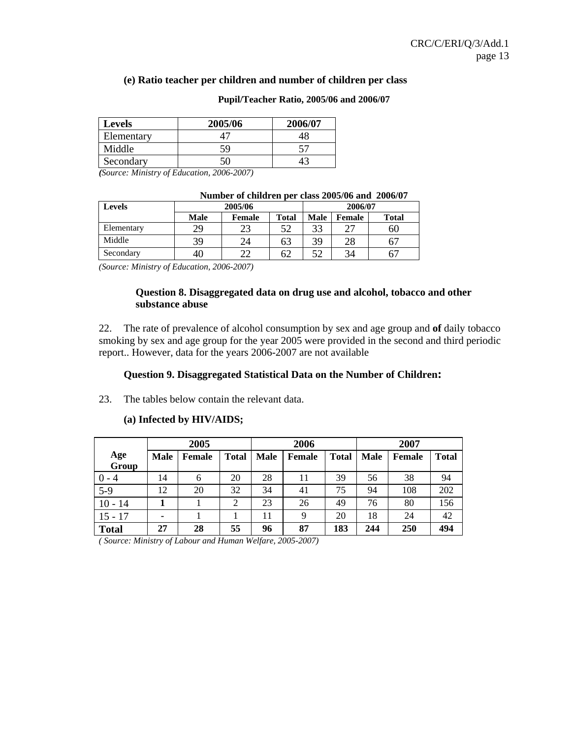### (e) Ratio teacher per children and number of children per class

**Pupil/Teacher Ratio, 2005/06 and 2006/07**

| Levels | 2005/06 | 2006/07 |
|---|---|---|
| Elementary | 47 | 48 |
| Middle | 59 | 57 |
| Secondary | 50 | 43 |

*(Source: Ministry of Education, 2006-2007)*

**Number of children per class 2005/06 and 2006/07**

| Levels | 2005/06 | | | 2006/07 | | |
|---|---|---|---|---|---|---|
| | Male | Female | Total | Male | Female | Total |
| Elementary | 29 | 23 | 52 | 33 | 27 | 60 |
| Middle | 39 | 24 | 63 | 39 | 28 | 67 |
| Secondary | 40 | 22 | 62 | 52 | 34 | 67 |

*(Source: Ministry of Education, 2006-2007)*

### Question 8. Disaggregated data on drug use and alcohol, tobacco and other substance abuse

22. The rate of prevalence of alcohol consumption by sex and age group and **of** daily tobacco smoking by sex and age group for the year 2005 were provided in the second and third periodic report.. However, data for the years 2006-2007 are not available

### Question 9. Disaggregated Statistical Data on the Number of Children:

23. The tables below contain the relevant data.

#### (a) Infected by HIV/AIDS;

| Age Group | 2005 | | | 2006 | | | 2007 | | |
|---|---|---|---|---|---|---|---|---|---|
| | Male | Female | Total | Male | Female | Total | Male | Female | Total |
| 0 - 4 | 14 | 6 | 20 | 28 | 11 | 39 | 56 | 38 | 94 |
| 5-9 | 12 | 20 | 32 | 34 | 41 | 75 | 94 | 108 | 202 |
| 10 - 14 | **1** | 1 | 2 | 23 | 26 | 49 | 76 | 80 | 156 |
| 15 - 17 | - | 1 | 1 | 11 | 9 | 20 | 18 | 24 | 42 |
| **Total** | **27** | **28** | **55** | **96** | **87** | **183** | **244** | **250** | **494** |

*( Source: Ministry of Labour and Human Welfare, 2005-2007)*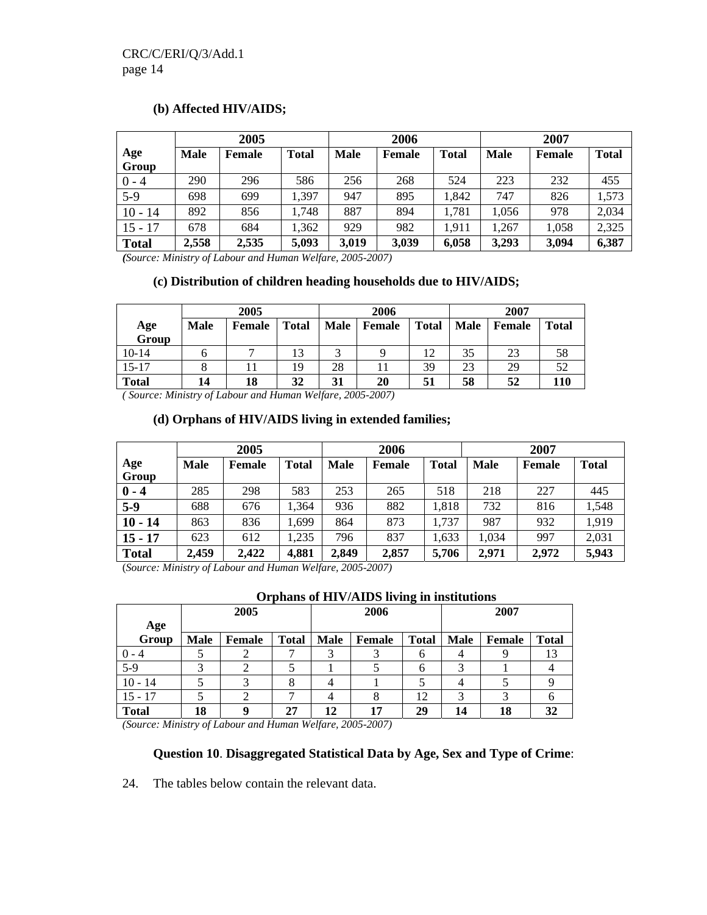**(b) Affected HIV/AIDS;**

| Age Group | 2005 | | | 2006 | | | 2007 | | |
|---|---|---|---|---|---|---|---|---|---|
| | **Male** | **Female** | **Total** | **Male** | **Female** | **Total** | **Male** | **Female** | **Total** |
| 0 - 4 | 290 | 296 | 586 | 256 | 268 | 524 | 223 | 232 | 455 |
| 5-9 | 698 | 699 | 1,397 | 947 | 895 | 1,842 | 747 | 826 | 1,573 |
| 10 - 14 | 892 | 856 | 1,748 | 887 | 894 | 1,781 | 1,056 | 978 | 2,034 |
| 15 - 17 | 678 | 684 | 1,362 | 929 | 982 | 1,911 | 1,267 | 1,058 | 2,325 |
| **Total** | **2,558** | **2,535** | **5,093** | **3,019** | **3,039** | **6,058** | **3,293** | **3,094** | **6,387** |

*(Source: Ministry of Labour and Human Welfare, 2005-2007)*

**(c) Distribution of children heading households due to HIV/AIDS;**

| Age Group | 2005 | | | 2006 | | | 2007 | | |
|---|---|---|---|---|---|---|---|---|---|
| | **Male** | **Female** | **Total** | **Male** | **Female** | **Total** | **Male** | **Female** | **Total** |
| 10-14 | 6 | 7 | 13 | 3 | 9 | 12 | 35 | 23 | 58 |
| 15-17 | 8 | 11 | 19 | 28 | 11 | 39 | 23 | 29 | 52 |
| **Total** | **14** | **18** | **32** | **31** | **20** | **51** | **58** | **52** | **110** |

*( Source: Ministry of Labour and Human Welfare, 2005-2007)*

**(d) Orphans of HIV/AIDS living in extended families;**

| Age Group | 2005 | | | 2006 | | | 2007 | | |
|---|---|---|---|---|---|---|---|---|---|
| | **Male** | **Female** | **Total** | **Male** | **Female** | **Total** | **Male** | **Female** | **Total** |
| **0 - 4** | 285 | 298 | 583 | 253 | 265 | 518 | 218 | 227 | 445 |
| **5-9** | 688 | 676 | 1,364 | 936 | 882 | 1,818 | 732 | 816 | 1,548 |
| **10 - 14** | 863 | 836 | 1,699 | 864 | 873 | 1,737 | 987 | 932 | 1,919 |
| **15 - 17** | 623 | 612 | 1,235 | 796 | 837 | 1,633 | 1,034 | 997 | 2,031 |
| **Total** | **2,459** | **2,422** | **4,881** | **2,849** | **2,857** | **5,706** | **2,971** | **2,972** | **5,943** |

(*Source: Ministry of Labour and Human Welfare, 2005-2007)*

**Orphans of HIV/AIDS living in institutions**

| Age Group | 2005 | | | 2006 | | | 2007 | | |
|---|---|---|---|---|---|---|---|---|---|
| | **Male** | **Female** | **Total** | **Male** | **Female** | **Total** | **Male** | **Female** | **Total** |
| 0 - 4 | 5 | 2 | 7 | 3 | 3 | 6 | 4 | 9 | 13 |
| 5-9 | 3 | 2 | 5 | 1 | 5 | 6 | 3 | 1 | 4 |
| 10 - 14 | 5 | 3 | 8 | 4 | 1 | 5 | 4 | 5 | 9 |
| 15 - 17 | 5 | 2 | 7 | 4 | 8 | 12 | 3 | 3 | 6 |
| **Total** | **18** | **9** | **27** | **12** | **17** | **29** | **14** | **18** | **32** |

*(Source: Ministry of Labour and Human Welfare, 2005-2007)*

**Question 10**. **Disaggregated Statistical Data by Age, Sex and Type of Crime**:

24. The tables below contain the relevant data.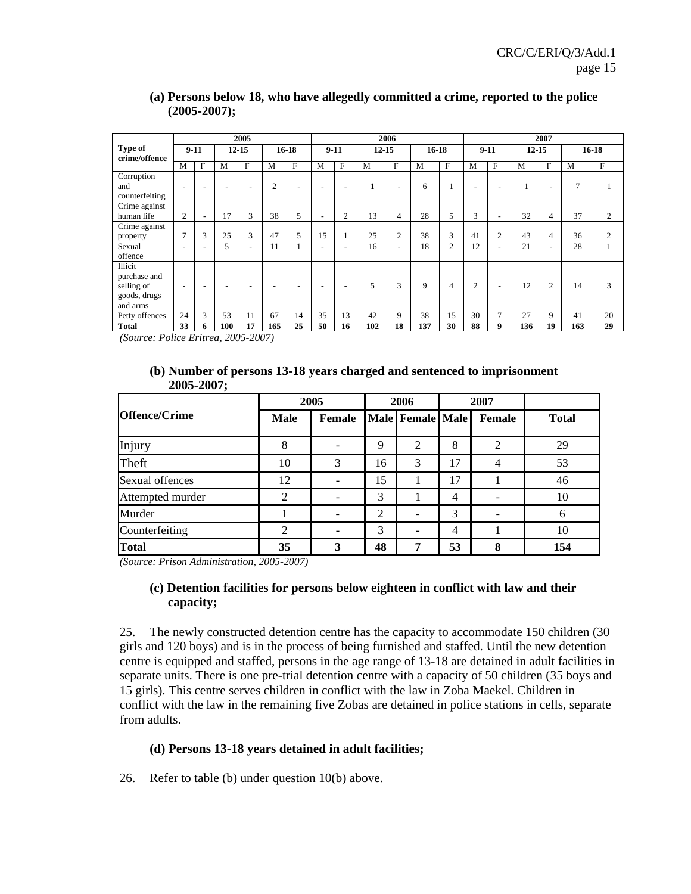**(a) Persons below 18, who have allegedly committed a crime, reported to the police (2005-2007);**

| Type of crime/offence | 2005 | | | | | | 2006 | | | | | | 2007 | | | | | |
|---|---|---|---|---|---|---|---|---|---|---|---|---|---|---|---|---|---|---|
| | 9-11 | | 12-15 | | 16-18 | | 9-11 | | 12-15 | | 16-18 | | 9-11 | | 12-15 | | 16-18 | |
| | M | F | M | F | M | F | M | F | M | F | M | F | M | F | M | F | M | F |
| Corruption and counterfeiting | - | - | - | - | 2 | - | - | - | 1 | - | 6 | 1 | - | - | 1 | - | 7 | 1 |
| Crime against human life | 2 | - | 17 | 3 | 38 | 5 | - | 2 | 13 | 4 | 28 | 5 | 3 | - | 32 | 4 | 37 | 2 |
| Crime against property | 7 | 3 | 25 | 3 | 47 | 5 | 15 | 1 | 25 | 2 | 38 | 3 | 41 | 2 | 43 | 4 | 36 | 2 |
| Sexual offence | - | - | 5 | - | 11 | 1 | - | - | 16 | - | 18 | 2 | 12 | - | 21 | - | 28 | 1 |
| Illicit purchase and selling of goods, drugs and arms | - | - | - | - | - | - | - | - | 5 | 3 | 9 | 4 | 2 | - | 12 | 2 | 14 | 3 |
| Petty offences | 24 | 3 | 53 | 11 | 67 | 14 | 35 | 13 | 42 | 9 | 38 | 15 | 30 | 7 | 27 | 9 | 41 | 20 |
| **Total** | **33** | **6** | **100** | **17** | **165** | **25** | **50** | **16** | **102** | **18** | **137** | **30** | **88** | **9** | **136** | **19** | **163** | **29** |

*(Source: Police Eritrea, 2005-2007)*

**(b) Number of persons 13-18 years charged and sentenced to imprisonment 2005-2007;**

| Offence/Crime | 2005 | | 2006 | | 2007 | | |
|---|---|---|---|---|---|---|---|
| | **Male** | **Female** | **Male** | **Female** | **Male** | **Female** | **Total** |
| Injury | 8 | - | 9 | 2 | 8 | 2 | 29 |
| Theft | 10 | 3 | 16 | 3 | 17 | 4 | 53 |
| Sexual offences | 12 | - | 15 | 1 | 17 | 1 | 46 |
| Attempted murder | 2 | - | 3 | 1 | 4 | - | 10 |
| Murder | 1 | - | 2 | - | 3 | - | 6 |
| Counterfeiting | 2 | - | 3 | - | 4 | 1 | 10 |
| **Total** | **35** | **3** | **48** | **7** | **53** | **8** | **154** |

*(Source: Prison Administration, 2005-2007)*

**(c) Detention facilities for persons below eighteen in conflict with law and their capacity;**

25. The newly constructed detention centre has the capacity to accommodate 150 children (30 girls and 120 boys) and is in the process of being furnished and staffed. Until the new detention centre is equipped and staffed, persons in the age range of 13-18 are detained in adult facilities in separate units. There is one pre-trial detention centre with a capacity of 50 children (35 boys and 15 girls). This centre serves children in conflict with the law in Zoba Maekel. Children in conflict with the law in the remaining five Zobas are detained in police stations in cells, separate from adults.

**(d) Persons 13-18 years detained in adult facilities;**

26. Refer to table (b) under question 10(b) above.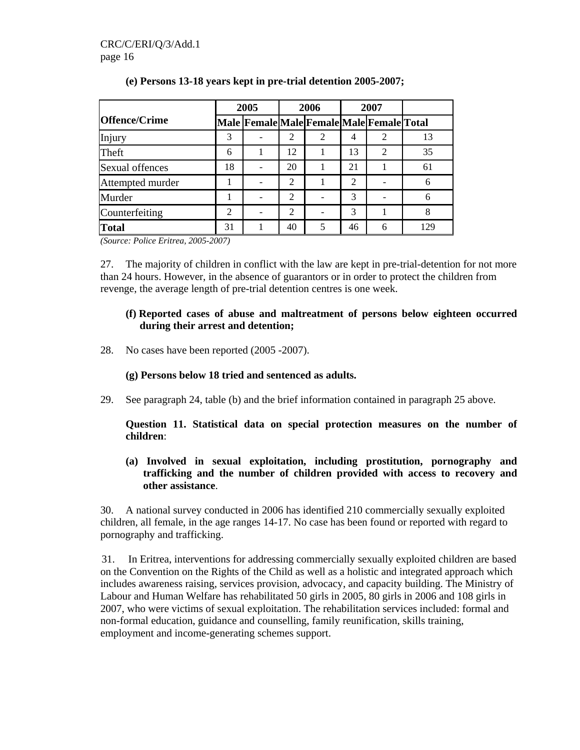**(e) Persons 13-18 years kept in pre-trial detention 2005-2007;**

| Offence/Crime | 2005 | | 2006 | | 2007 | | |
|---|---|---|---|---|---|---|---|
| | Male | Female | Male | Female | Male | Female | Total |
| Injury | 3 | - | 2 | 2 | 4 | 2 | 13 |
| Theft | 6 | 1 | 12 | 1 | 13 | 2 | 35 |
| Sexual offences | 18 | - | 20 | 1 | 21 | 1 | 61 |
| Attempted murder | 1 | - | 2 | 1 | 2 | - | 6 |
| Murder | 1 | - | 2 | - | 3 | - | 6 |
| Counterfeiting | 2 | - | 2 | - | 3 | 1 | 8 |
| **Total** | 31 | 1 | 40 | 5 | 46 | 6 | 129 |

*(Source: Police Eritrea, 2005-2007)*

27. The majority of children in conflict with the law are kept in pre-trial-detention for not more than 24 hours. However, in the absence of guarantors or in order to protect the children from revenge, the average length of pre-trial detention centres is one week.

**(f) Reported cases of abuse and maltreatment of persons below eighteen occurred during their arrest and detention;**

28. No cases have been reported (2005 -2007).

**(g) Persons below 18 tried and sentenced as adults.**

29. See paragraph 24, table (b) and the brief information contained in paragraph 25 above.

**Question 11. Statistical data on special protection measures on the number of children**:

**(a) Involved in sexual exploitation, including prostitution, pornography and trafficking and the number of children provided with access to recovery and other assistance**.

30. A national survey conducted in 2006 has identified 210 commercially sexually exploited children, all female, in the age ranges 14-17. No case has been found or reported with regard to pornography and trafficking.

31. In Eritrea, interventions for addressing commercially sexually exploited children are based on the Convention on the Rights of the Child as well as a holistic and integrated approach which includes awareness raising, services provision, advocacy, and capacity building. The Ministry of Labour and Human Welfare has rehabilitated 50 girls in 2005, 80 girls in 2006 and 108 girls in 2007, who were victims of sexual exploitation. The rehabilitation services included: formal and non-formal education, guidance and counselling, family reunification, skills training, employment and income-generating schemes support.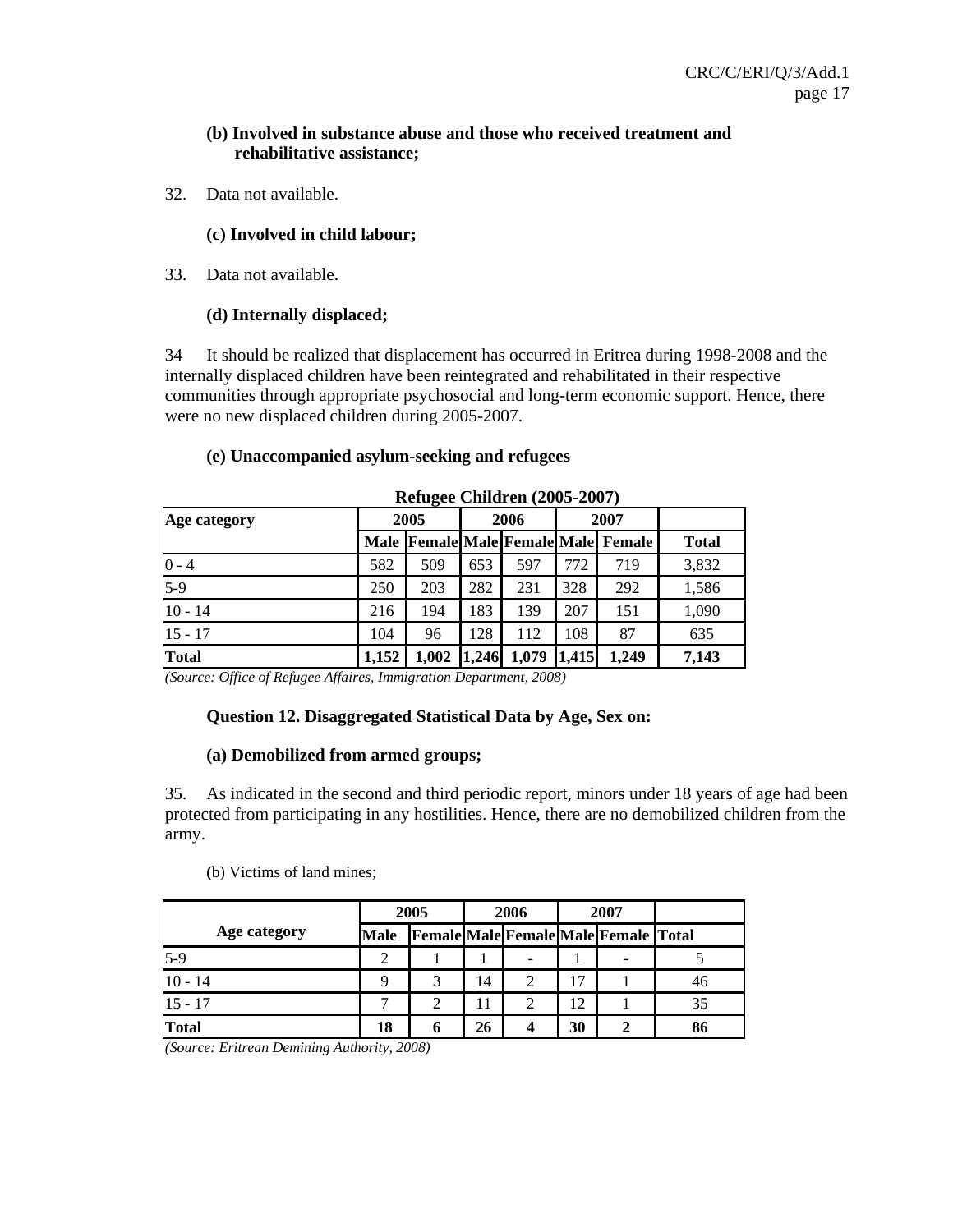**(b) Involved in substance abuse and those who received treatment and rehabilitative assistance;**

32. Data not available.

**(c) Involved in child labour;**

33. Data not available.

**(d) Internally displaced;**

34 It should be realized that displacement has occurred in Eritrea during 1998-2008 and the internally displaced children have been reintegrated and rehabilitated in their respective communities through appropriate psychosocial and long-term economic support. Hence, there were no new displaced children during 2005-2007.

**(e) Unaccompanied asylum-seeking and refugees**

**Refugee Children (2005-2007)**

| Age category | 2005 | | 2006 | | 2007 | | |
|---|---|---|---|---|---|---|---|
| | Male | Female | Male | Female | Male | Female | Total |
| 0 - 4 | 582 | 509 | 653 | 597 | 772 | 719 | 3,832 |
| 5-9 | 250 | 203 | 282 | 231 | 328 | 292 | 1,586 |
| 10 - 14 | 216 | 194 | 183 | 139 | 207 | 151 | 1,090 |
| 15 - 17 | 104 | 96 | 128 | 112 | 108 | 87 | 635 |
| **Total** | **1,152** | **1,002** | **1,246** | **1,079** | **1,415** | **1,249** | **7,143** |

*(Source: Office of Refugee Affaires, Immigration Department, 2008)*

**Question 12. Disaggregated Statistical Data by Age, Sex on:**

**(a) Demobilized from armed groups;**

35. As indicated in the second and third periodic report, minors under 18 years of age had been protected from participating in any hostilities. Hence, there are no demobilized children from the army.

(b) Victims of land mines;

| Age category | 2005 | | 2006 | | 2007 | | |
|---|---|---|---|---|---|---|---|
| | Male | Female | Male | Female | Male | Female | Total |
| 5-9 | 2 | 1 | 1 | - | 1 | - | 5 |
| 10 - 14 | 9 | 3 | 14 | 2 | 17 | 1 | 46 |
| 15 - 17 | 7 | 2 | 11 | 2 | 12 | 1 | 35 |
| **Total** | **18** | **6** | **26** | **4** | **30** | **2** | **86** |

*(Source: Eritrean Demining Authority, 2008)*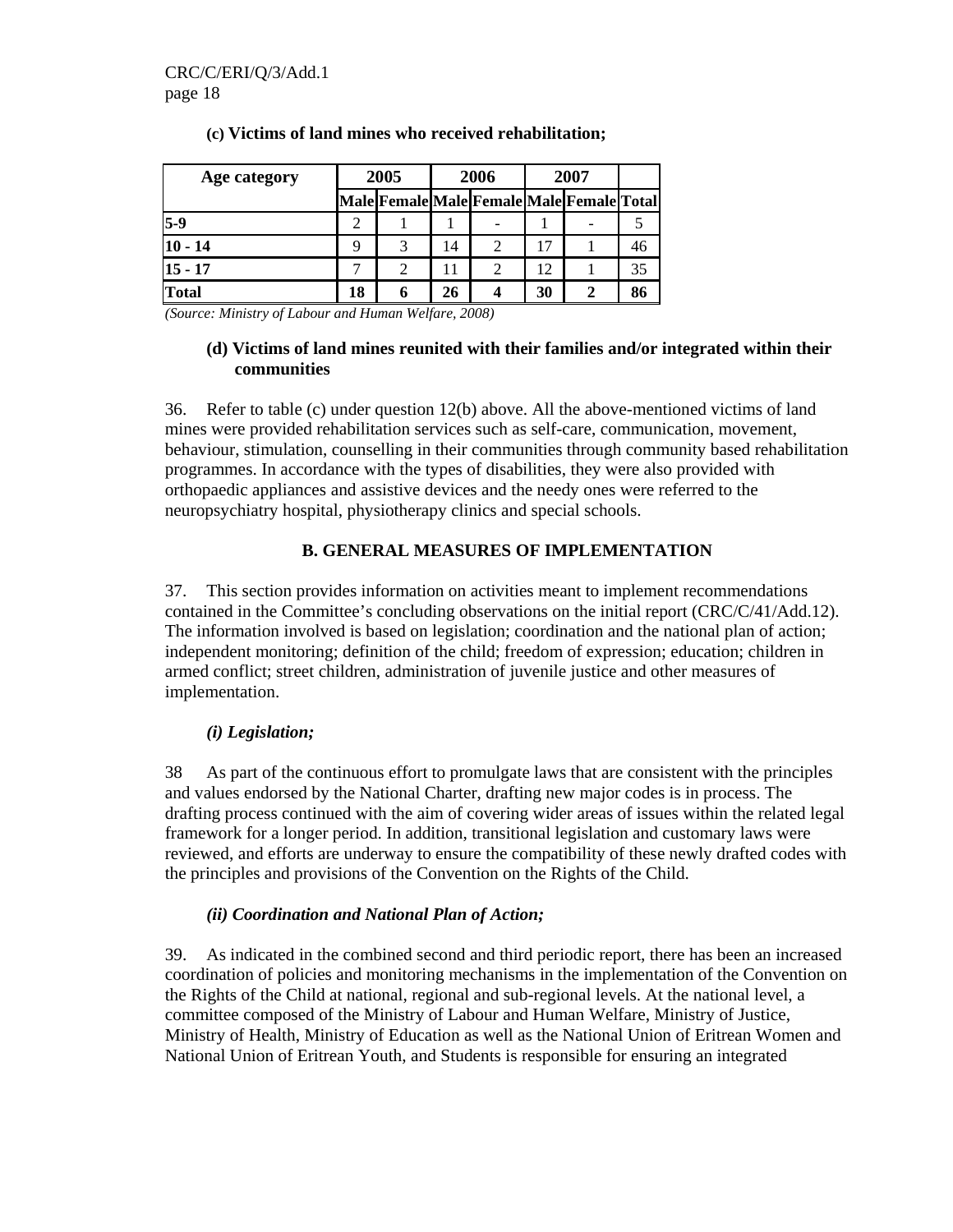**(c) Victims of land mines who received rehabilitation;**

| Age category | 2005 | | 2006 | | 2007 | | |
|---|---|---|---|---|---|---|---|
| | Male | Female | Male | Female | Male | Female | Total |
| **5-9** | 2 | 1 | 1 | - | 1 | - | 5 |
| **10 - 14** | 9 | 3 | 14 | 2 | 17 | 1 | 46 |
| **15 - 17** | 7 | 2 | 11 | 2 | 12 | 1 | 35 |
| **Total** | **18** | **6** | **26** | **4** | **30** | **2** | **86** |

*(Source: Ministry of Labour and Human Welfare, 2008)*

**(d) Victims of land mines reunited with their families and/or integrated within their communities**

36. Refer to table (c) under question 12(b) above. All the above-mentioned victims of land mines were provided rehabilitation services such as self-care, communication, movement, behaviour, stimulation, counselling in their communities through community based rehabilitation programmes. In accordance with the types of disabilities, they were also provided with orthopaedic appliances and assistive devices and the needy ones were referred to the neuropsychiatry hospital, physiotherapy clinics and special schools.

## B. GENERAL MEASURES OF IMPLEMENTATION

37. This section provides information on activities meant to implement recommendations contained in the Committee's concluding observations on the initial report (CRC/C/41/Add.12). The information involved is based on legislation; coordination and the national plan of action; independent monitoring; definition of the child; freedom of expression; education; children in armed conflict; street children, administration of juvenile justice and other measures of implementation.

### *(i) Legislation;*

38 As part of the continuous effort to promulgate laws that are consistent with the principles and values endorsed by the National Charter, drafting new major codes is in process. The drafting process continued with the aim of covering wider areas of issues within the related legal framework for a longer period. In addition, transitional legislation and customary laws were reviewed, and efforts are underway to ensure the compatibility of these newly drafted codes with the principles and provisions of the Convention on the Rights of the Child.

### *(ii) Coordination and National Plan of Action;*

39. As indicated in the combined second and third periodic report, there has been an increased coordination of policies and monitoring mechanisms in the implementation of the Convention on the Rights of the Child at national, regional and sub-regional levels. At the national level, a committee composed of the Ministry of Labour and Human Welfare, Ministry of Justice, Ministry of Health, Ministry of Education as well as the National Union of Eritrean Women and National Union of Eritrean Youth, and Students is responsible for ensuring an integrated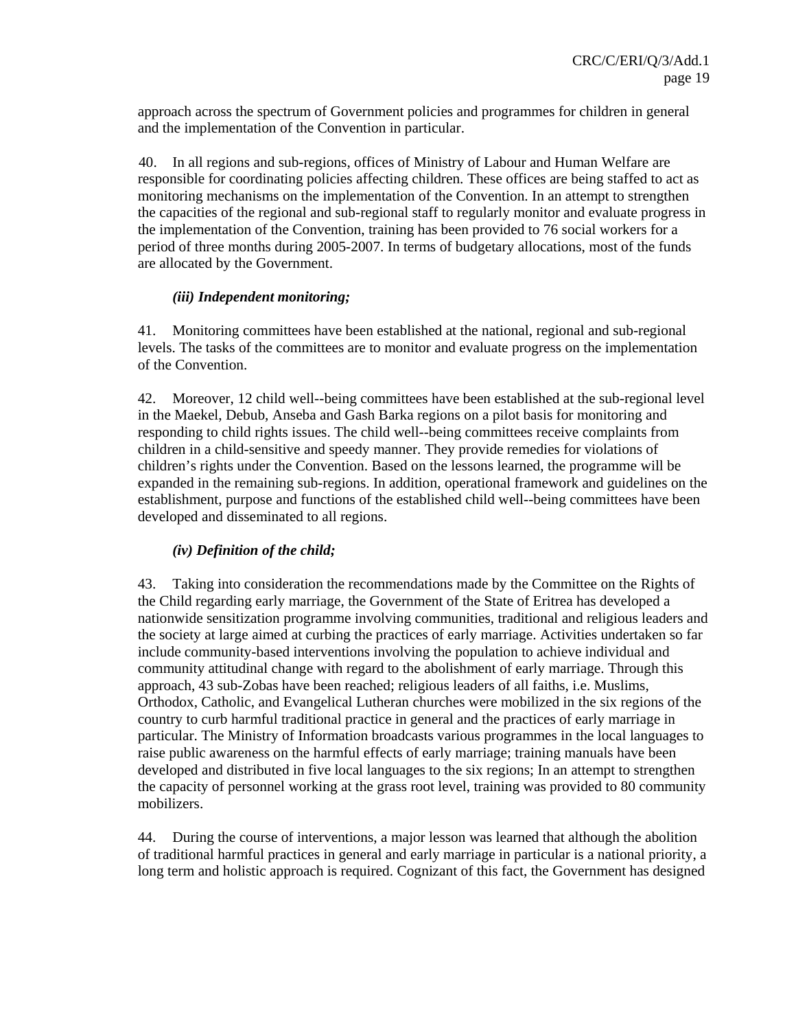approach across the spectrum of Government policies and programmes for children in general and the implementation of the Convention in particular.

40. In all regions and sub-regions, offices of Ministry of Labour and Human Welfare are responsible for coordinating policies affecting children. These offices are being staffed to act as monitoring mechanisms on the implementation of the Convention. In an attempt to strengthen the capacities of the regional and sub-regional staff to regularly monitor and evaluate progress in the implementation of the Convention, training has been provided to 76 social workers for a period of three months during 2005-2007. In terms of budgetary allocations, most of the funds are allocated by the Government.

***(iii) Independent monitoring;***

41. Monitoring committees have been established at the national, regional and sub-regional levels. The tasks of the committees are to monitor and evaluate progress on the implementation of the Convention.

42. Moreover, 12 child well--being committees have been established at the sub-regional level in the Maekel, Debub, Anseba and Gash Barka regions on a pilot basis for monitoring and responding to child rights issues. The child well--being committees receive complaints from children in a child-sensitive and speedy manner. They provide remedies for violations of children's rights under the Convention. Based on the lessons learned, the programme will be expanded in the remaining sub-regions. In addition, operational framework and guidelines on the establishment, purpose and functions of the established child well--being committees have been developed and disseminated to all regions.

***(iv) Definition of the child;***

43. Taking into consideration the recommendations made by the Committee on the Rights of the Child regarding early marriage, the Government of the State of Eritrea has developed a nationwide sensitization programme involving communities, traditional and religious leaders and the society at large aimed at curbing the practices of early marriage. Activities undertaken so far include community-based interventions involving the population to achieve individual and community attitudinal change with regard to the abolishment of early marriage. Through this approach, 43 sub-Zobas have been reached; religious leaders of all faiths, i.e. Muslims, Orthodox, Catholic, and Evangelical Lutheran churches were mobilized in the six regions of the country to curb harmful traditional practice in general and the practices of early marriage in particular. The Ministry of Information broadcasts various programmes in the local languages to raise public awareness on the harmful effects of early marriage; training manuals have been developed and distributed in five local languages to the six regions; In an attempt to strengthen the capacity of personnel working at the grass root level, training was provided to 80 community mobilizers.

44. During the course of interventions, a major lesson was learned that although the abolition of traditional harmful practices in general and early marriage in particular is a national priority, a long term and holistic approach is required. Cognizant of this fact, the Government has designed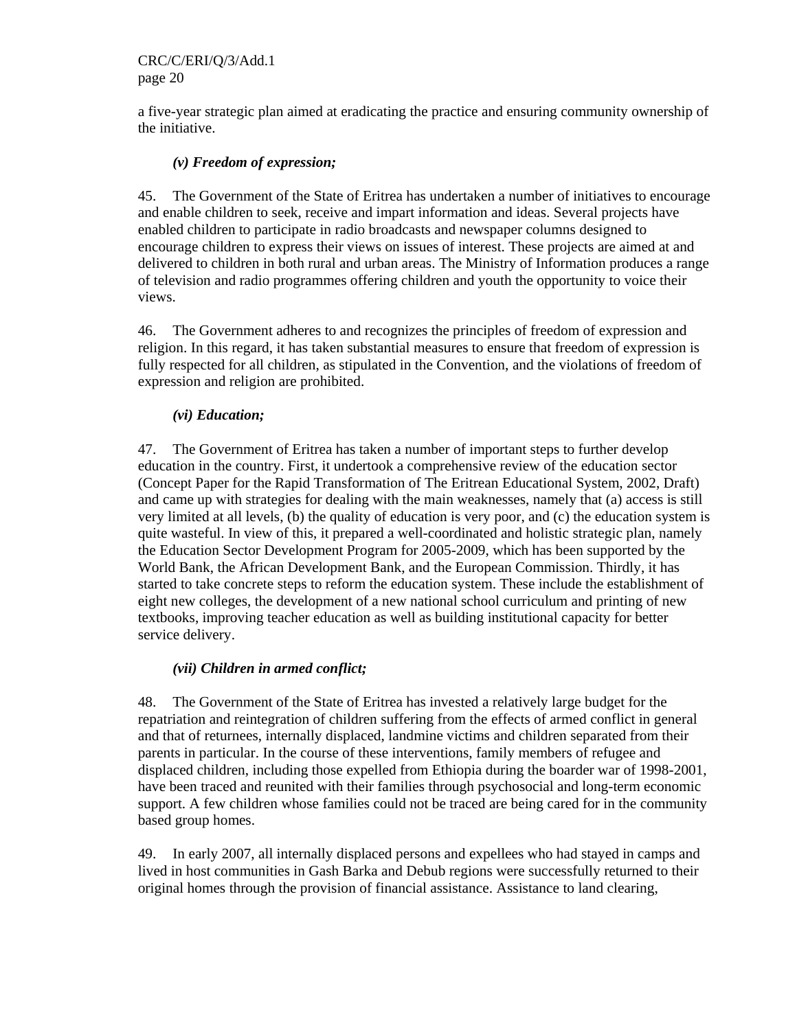a five-year strategic plan aimed at eradicating the practice and ensuring community ownership of the initiative.

***(v) Freedom of expression;***

45. The Government of the State of Eritrea has undertaken a number of initiatives to encourage and enable children to seek, receive and impart information and ideas. Several projects have enabled children to participate in radio broadcasts and newspaper columns designed to encourage children to express their views on issues of interest. These projects are aimed at and delivered to children in both rural and urban areas. The Ministry of Information produces a range of television and radio programmes offering children and youth the opportunity to voice their views.

46. The Government adheres to and recognizes the principles of freedom of expression and religion. In this regard, it has taken substantial measures to ensure that freedom of expression is fully respected for all children, as stipulated in the Convention, and the violations of freedom of expression and religion are prohibited.

***(vi) Education;***

47. The Government of Eritrea has taken a number of important steps to further develop education in the country. First, it undertook a comprehensive review of the education sector (Concept Paper for the Rapid Transformation of The Eritrean Educational System, 2002, Draft) and came up with strategies for dealing with the main weaknesses, namely that (a) access is still very limited at all levels, (b) the quality of education is very poor, and (c) the education system is quite wasteful. In view of this, it prepared a well-coordinated and holistic strategic plan, namely the Education Sector Development Program for 2005-2009, which has been supported by the World Bank, the African Development Bank, and the European Commission. Thirdly, it has started to take concrete steps to reform the education system. These include the establishment of eight new colleges, the development of a new national school curriculum and printing of new textbooks, improving teacher education as well as building institutional capacity for better service delivery.

***(vii) Children in armed conflict;***

48. The Government of the State of Eritrea has invested a relatively large budget for the repatriation and reintegration of children suffering from the effects of armed conflict in general and that of returnees, internally displaced, landmine victims and children separated from their parents in particular. In the course of these interventions, family members of refugee and displaced children, including those expelled from Ethiopia during the boarder war of 1998-2001, have been traced and reunited with their families through psychosocial and long-term economic support. A few children whose families could not be traced are being cared for in the community based group homes.

49. In early 2007, all internally displaced persons and expellees who had stayed in camps and lived in host communities in Gash Barka and Debub regions were successfully returned to their original homes through the provision of financial assistance. Assistance to land clearing,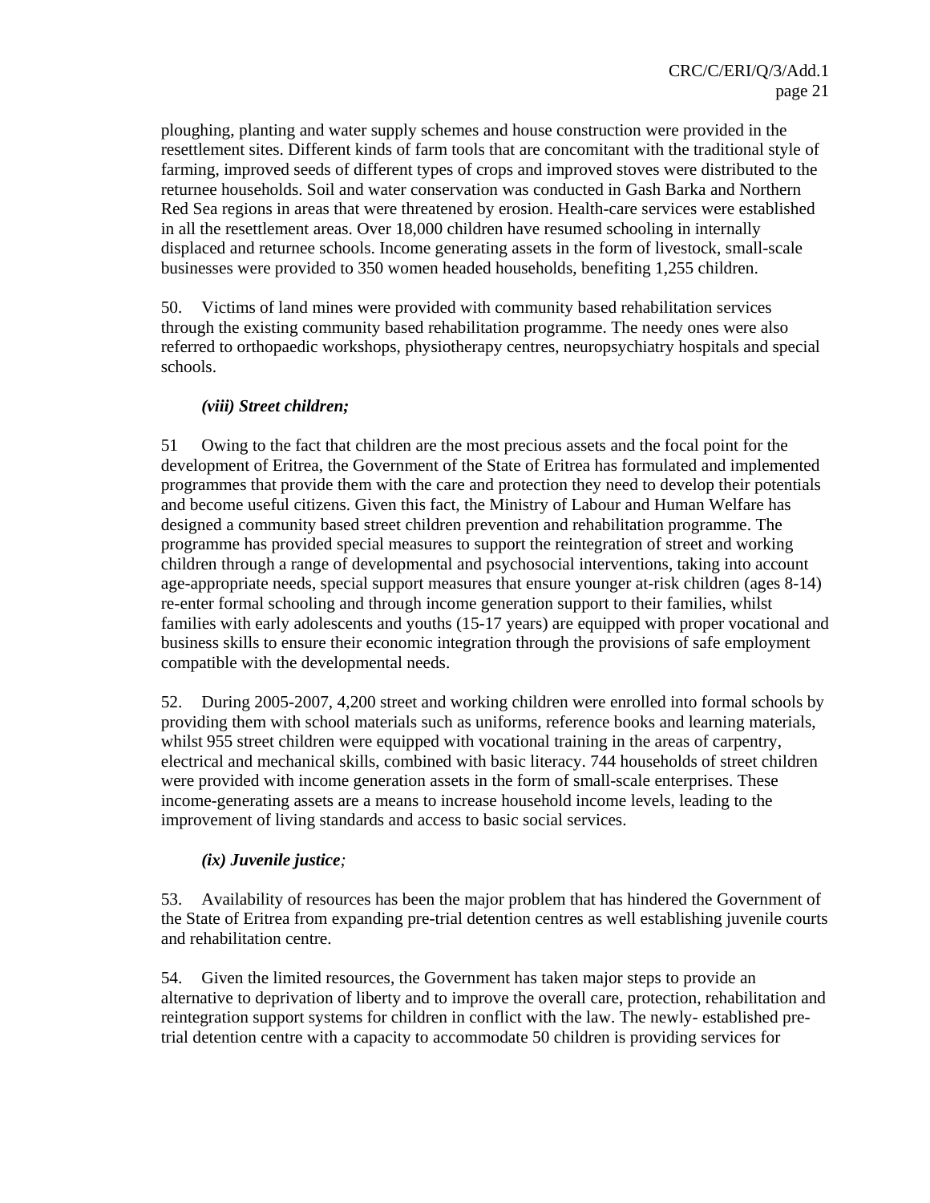ploughing, planting and water supply schemes and house construction were provided in the resettlement sites. Different kinds of farm tools that are concomitant with the traditional style of farming, improved seeds of different types of crops and improved stoves were distributed to the returnee households. Soil and water conservation was conducted in Gash Barka and Northern Red Sea regions in areas that were threatened by erosion. Health-care services were established in all the resettlement areas. Over 18,000 children have resumed schooling in internally displaced and returnee schools. Income generating assets in the form of livestock, small-scale businesses were provided to 350 women headed households, benefiting 1,255 children.

50. Victims of land mines were provided with community based rehabilitation services through the existing community based rehabilitation programme. The needy ones were also referred to orthopaedic workshops, physiotherapy centres, neuropsychiatry hospitals and special schools.

***(viii) Street children;***

51 Owing to the fact that children are the most precious assets and the focal point for the development of Eritrea, the Government of the State of Eritrea has formulated and implemented programmes that provide them with the care and protection they need to develop their potentials and become useful citizens. Given this fact, the Ministry of Labour and Human Welfare has designed a community based street children prevention and rehabilitation programme. The programme has provided special measures to support the reintegration of street and working children through a range of developmental and psychosocial interventions, taking into account age-appropriate needs, special support measures that ensure younger at-risk children (ages 8-14) re-enter formal schooling and through income generation support to their families, whilst families with early adolescents and youths (15-17 years) are equipped with proper vocational and business skills to ensure their economic integration through the provisions of safe employment compatible with the developmental needs.

52. During 2005-2007, 4,200 street and working children were enrolled into formal schools by providing them with school materials such as uniforms, reference books and learning materials, whilst 955 street children were equipped with vocational training in the areas of carpentry, electrical and mechanical skills, combined with basic literacy. 744 households of street children were provided with income generation assets in the form of small-scale enterprises. These income-generating assets are a means to increase household income levels, leading to the improvement of living standards and access to basic social services.

***(ix) Juvenile justice****;*

53. Availability of resources has been the major problem that has hindered the Government of the State of Eritrea from expanding pre-trial detention centres as well establishing juvenile courts and rehabilitation centre.

54. Given the limited resources, the Government has taken major steps to provide an alternative to deprivation of liberty and to improve the overall care, protection, rehabilitation and reintegration support systems for children in conflict with the law. The newly- established pre-trial detention centre with a capacity to accommodate 50 children is providing services for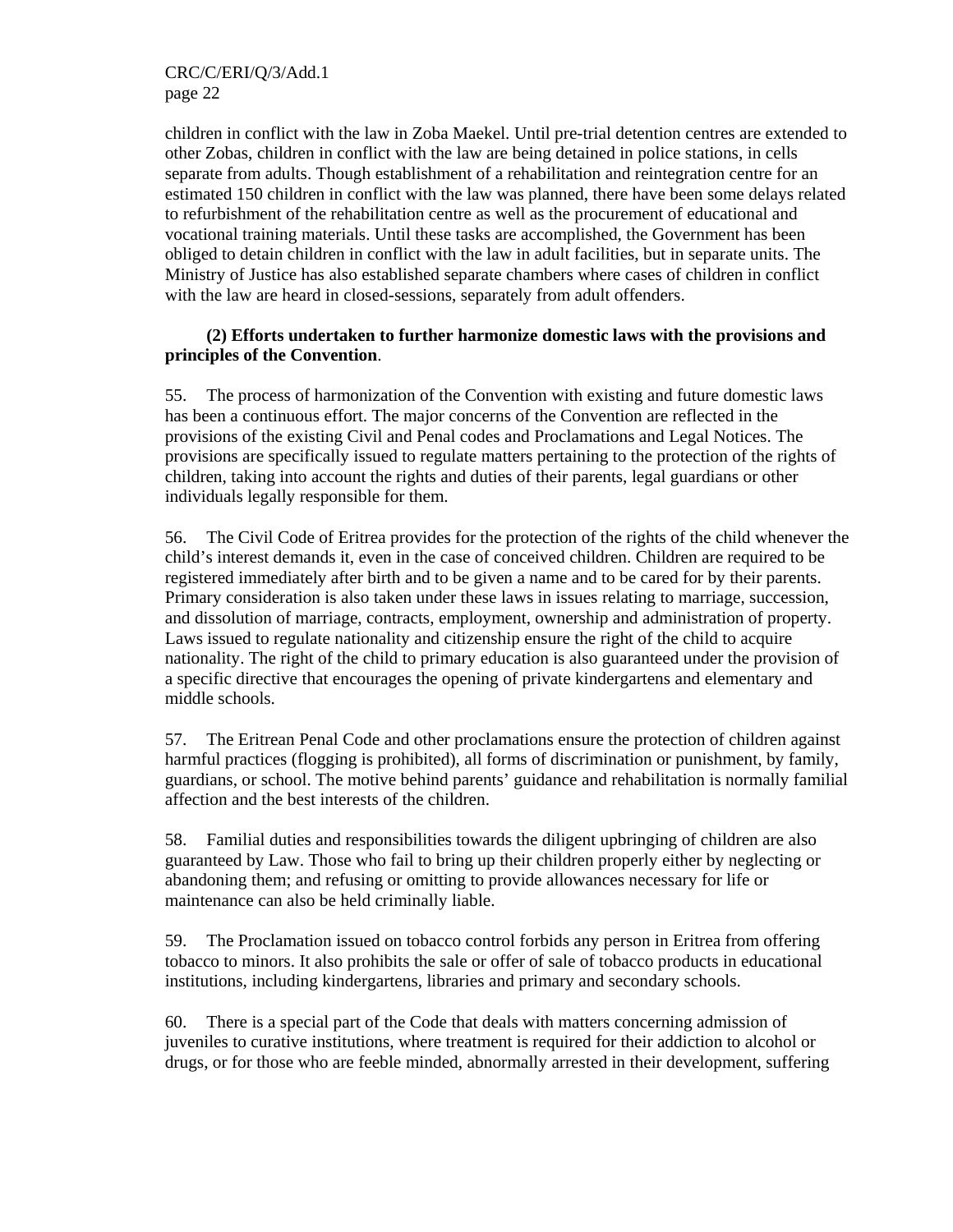children in conflict with the law in Zoba Maekel. Until pre-trial detention centres are extended to other Zobas, children in conflict with the law are being detained in police stations, in cells separate from adults. Though establishment of a rehabilitation and reintegration centre for an estimated 150 children in conflict with the law was planned, there have been some delays related to refurbishment of the rehabilitation centre as well as the procurement of educational and vocational training materials. Until these tasks are accomplished, the Government has been obliged to detain children in conflict with the law in adult facilities, but in separate units. The Ministry of Justice has also established separate chambers where cases of children in conflict with the law are heard in closed-sessions, separately from adult offenders.

**(2) Efforts undertaken to further harmonize domestic laws with the provisions and principles of the Convention**.

55. The process of harmonization of the Convention with existing and future domestic laws has been a continuous effort. The major concerns of the Convention are reflected in the provisions of the existing Civil and Penal codes and Proclamations and Legal Notices. The provisions are specifically issued to regulate matters pertaining to the protection of the rights of children, taking into account the rights and duties of their parents, legal guardians or other individuals legally responsible for them.

56. The Civil Code of Eritrea provides for the protection of the rights of the child whenever the child's interest demands it, even in the case of conceived children. Children are required to be registered immediately after birth and to be given a name and to be cared for by their parents. Primary consideration is also taken under these laws in issues relating to marriage, succession, and dissolution of marriage, contracts, employment, ownership and administration of property. Laws issued to regulate nationality and citizenship ensure the right of the child to acquire nationality. The right of the child to primary education is also guaranteed under the provision of a specific directive that encourages the opening of private kindergartens and elementary and middle schools.

57. The Eritrean Penal Code and other proclamations ensure the protection of children against harmful practices (flogging is prohibited), all forms of discrimination or punishment, by family, guardians, or school. The motive behind parents' guidance and rehabilitation is normally familial affection and the best interests of the children.

58. Familial duties and responsibilities towards the diligent upbringing of children are also guaranteed by Law. Those who fail to bring up their children properly either by neglecting or abandoning them; and refusing or omitting to provide allowances necessary for life or maintenance can also be held criminally liable.

59. The Proclamation issued on tobacco control forbids any person in Eritrea from offering tobacco to minors. It also prohibits the sale or offer of sale of tobacco products in educational institutions, including kindergartens, libraries and primary and secondary schools.

60. There is a special part of the Code that deals with matters concerning admission of juveniles to curative institutions, where treatment is required for their addiction to alcohol or drugs, or for those who are feeble minded, abnormally arrested in their development, suffering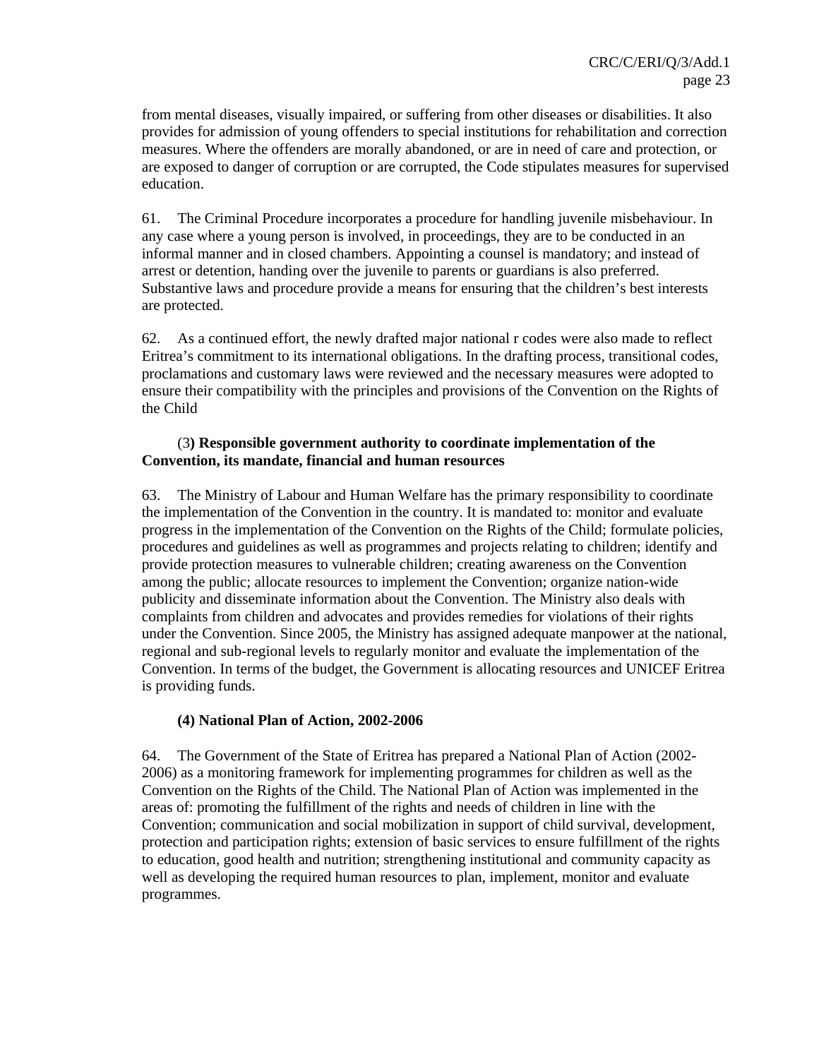from mental diseases, visually impaired, or suffering from other diseases or disabilities. It also provides for admission of young offenders to special institutions for rehabilitation and correction measures. Where the offenders are morally abandoned, or are in need of care and protection, or are exposed to danger of corruption or are corrupted, the Code stipulates measures for supervised education.

61. The Criminal Procedure incorporates a procedure for handling juvenile misbehaviour. In any case where a young person is involved, in proceedings, they are to be conducted in an informal manner and in closed chambers. Appointing a counsel is mandatory; and instead of arrest or detention, handing over the juvenile to parents or guardians is also preferred. Substantive laws and procedure provide a means for ensuring that the children's best interests are protected.

62. As a continued effort, the newly drafted major national r codes were also made to reflect Eritrea's commitment to its international obligations. In the drafting process, transitional codes, proclamations and customary laws were reviewed and the necessary measures were adopted to ensure their compatibility with the principles and provisions of the Convention on the Rights of the Child

**(3) Responsible government authority to coordinate implementation of the Convention, its mandate, financial and human resources**

63. The Ministry of Labour and Human Welfare has the primary responsibility to coordinate the implementation of the Convention in the country. It is mandated to: monitor and evaluate progress in the implementation of the Convention on the Rights of the Child; formulate policies, procedures and guidelines as well as programmes and projects relating to children; identify and provide protection measures to vulnerable children; creating awareness on the Convention among the public; allocate resources to implement the Convention; organize nation-wide publicity and disseminate information about the Convention. The Ministry also deals with complaints from children and advocates and provides remedies for violations of their rights under the Convention. Since 2005, the Ministry has assigned adequate manpower at the national, regional and sub-regional levels to regularly monitor and evaluate the implementation of the Convention. In terms of the budget, the Government is allocating resources and UNICEF Eritrea is providing funds.

**(4) National Plan of Action, 2002-2006**

64. The Government of the State of Eritrea has prepared a National Plan of Action (2002-2006) as a monitoring framework for implementing programmes for children as well as the Convention on the Rights of the Child. The National Plan of Action was implemented in the areas of: promoting the fulfillment of the rights and needs of children in line with the Convention; communication and social mobilization in support of child survival, development, protection and participation rights; extension of basic services to ensure fulfillment of the rights to education, good health and nutrition; strengthening institutional and community capacity as well as developing the required human resources to plan, implement, monitor and evaluate programmes.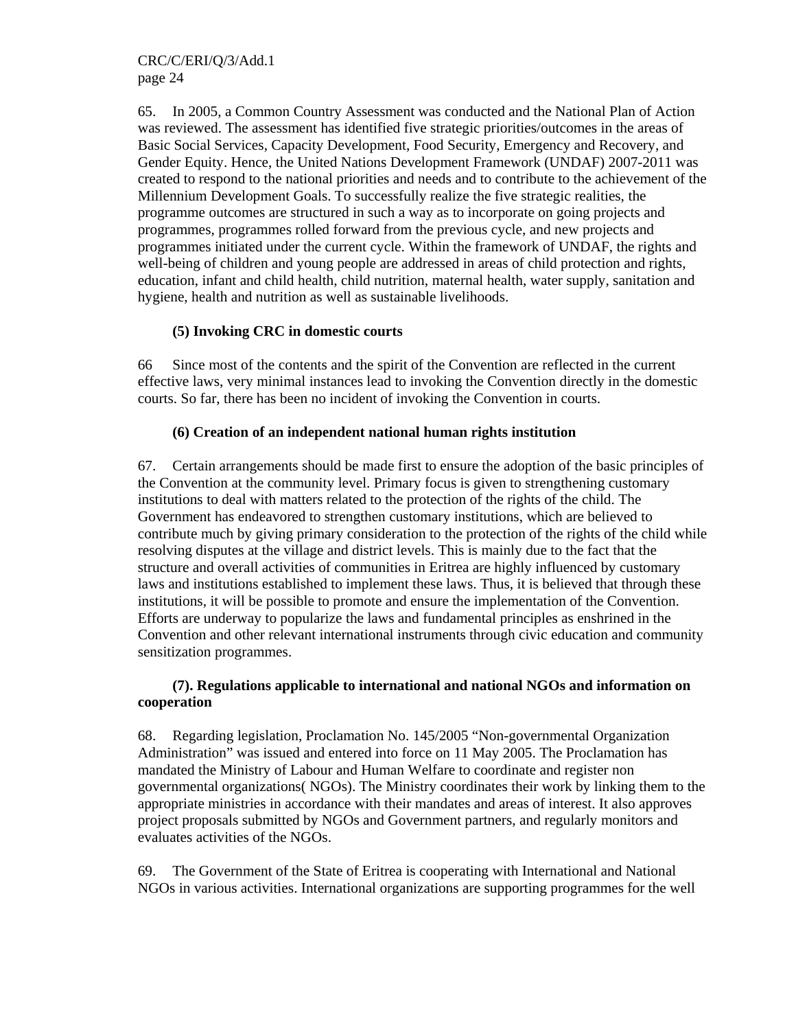65. In 2005, a Common Country Assessment was conducted and the National Plan of Action was reviewed. The assessment has identified five strategic priorities/outcomes in the areas of Basic Social Services, Capacity Development, Food Security, Emergency and Recovery, and Gender Equity. Hence, the United Nations Development Framework (UNDAF) 2007-2011 was created to respond to the national priorities and needs and to contribute to the achievement of the Millennium Development Goals. To successfully realize the five strategic realities, the programme outcomes are structured in such a way as to incorporate on going projects and programmes, programmes rolled forward from the previous cycle, and new projects and programmes initiated under the current cycle. Within the framework of UNDAF, the rights and well-being of children and young people are addressed in areas of child protection and rights, education, infant and child health, child nutrition, maternal health, water supply, sanitation and hygiene, health and nutrition as well as sustainable livelihoods.

**(5) Invoking CRC in domestic courts**

66 Since most of the contents and the spirit of the Convention are reflected in the current effective laws, very minimal instances lead to invoking the Convention directly in the domestic courts. So far, there has been no incident of invoking the Convention in courts.

**(6) Creation of an independent national human rights institution**

67. Certain arrangements should be made first to ensure the adoption of the basic principles of the Convention at the community level. Primary focus is given to strengthening customary institutions to deal with matters related to the protection of the rights of the child. The Government has endeavored to strengthen customary institutions, which are believed to contribute much by giving primary consideration to the protection of the rights of the child while resolving disputes at the village and district levels. This is mainly due to the fact that the structure and overall activities of communities in Eritrea are highly influenced by customary laws and institutions established to implement these laws. Thus, it is believed that through these institutions, it will be possible to promote and ensure the implementation of the Convention. Efforts are underway to popularize the laws and fundamental principles as enshrined in the Convention and other relevant international instruments through civic education and community sensitization programmes.

**(7). Regulations applicable to international and national NGOs and information on cooperation**

68. Regarding legislation, Proclamation No. 145/2005 "Non-governmental Organization Administration" was issued and entered into force on 11 May 2005. The Proclamation has mandated the Ministry of Labour and Human Welfare to coordinate and register non governmental organizations( NGOs). The Ministry coordinates their work by linking them to the appropriate ministries in accordance with their mandates and areas of interest. It also approves project proposals submitted by NGOs and Government partners, and regularly monitors and evaluates activities of the NGOs.

69. The Government of the State of Eritrea is cooperating with International and National NGOs in various activities. International organizations are supporting programmes for the well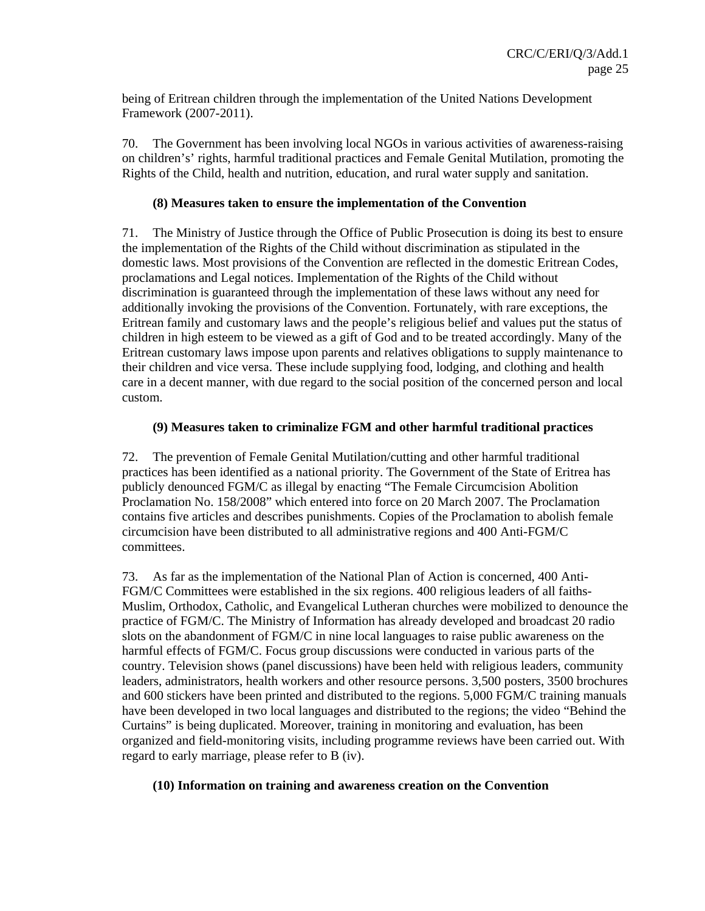being of Eritrean children through the implementation of the United Nations Development Framework (2007-2011).

70. The Government has been involving local NGOs in various activities of awareness-raising on children's' rights, harmful traditional practices and Female Genital Mutilation, promoting the Rights of the Child, health and nutrition, education, and rural water supply and sanitation.

### (8) Measures taken to ensure the implementation of the Convention

71. The Ministry of Justice through the Office of Public Prosecution is doing its best to ensure the implementation of the Rights of the Child without discrimination as stipulated in the domestic laws. Most provisions of the Convention are reflected in the domestic Eritrean Codes, proclamations and Legal notices. Implementation of the Rights of the Child without discrimination is guaranteed through the implementation of these laws without any need for additionally invoking the provisions of the Convention. Fortunately, with rare exceptions, the Eritrean family and customary laws and the people's religious belief and values put the status of children in high esteem to be viewed as a gift of God and to be treated accordingly. Many of the Eritrean customary laws impose upon parents and relatives obligations to supply maintenance to their children and vice versa. These include supplying food, lodging, and clothing and health care in a decent manner, with due regard to the social position of the concerned person and local custom.

### (9) Measures taken to criminalize FGM and other harmful traditional practices

72. The prevention of Female Genital Mutilation/cutting and other harmful traditional practices has been identified as a national priority. The Government of the State of Eritrea has publicly denounced FGM/C as illegal by enacting "The Female Circumcision Abolition Proclamation No. 158/2008" which entered into force on 20 March 2007. The Proclamation contains five articles and describes punishments. Copies of the Proclamation to abolish female circumcision have been distributed to all administrative regions and 400 Anti-FGM/C committees.

73. As far as the implementation of the National Plan of Action is concerned, 400 Anti-FGM/C Committees were established in the six regions. 400 religious leaders of all faiths-Muslim, Orthodox, Catholic, and Evangelical Lutheran churches were mobilized to denounce the practice of FGM/C. The Ministry of Information has already developed and broadcast 20 radio slots on the abandonment of FGM/C in nine local languages to raise public awareness on the harmful effects of FGM/C. Focus group discussions were conducted in various parts of the country. Television shows (panel discussions) have been held with religious leaders, community leaders, administrators, health workers and other resource persons. 3,500 posters, 3500 brochures and 600 stickers have been printed and distributed to the regions. 5,000 FGM/C training manuals have been developed in two local languages and distributed to the regions; the video "Behind the Curtains" is being duplicated. Moreover, training in monitoring and evaluation, has been organized and field-monitoring visits, including programme reviews have been carried out. With regard to early marriage, please refer to B (iv).

### (10) Information on training and awareness creation on the Convention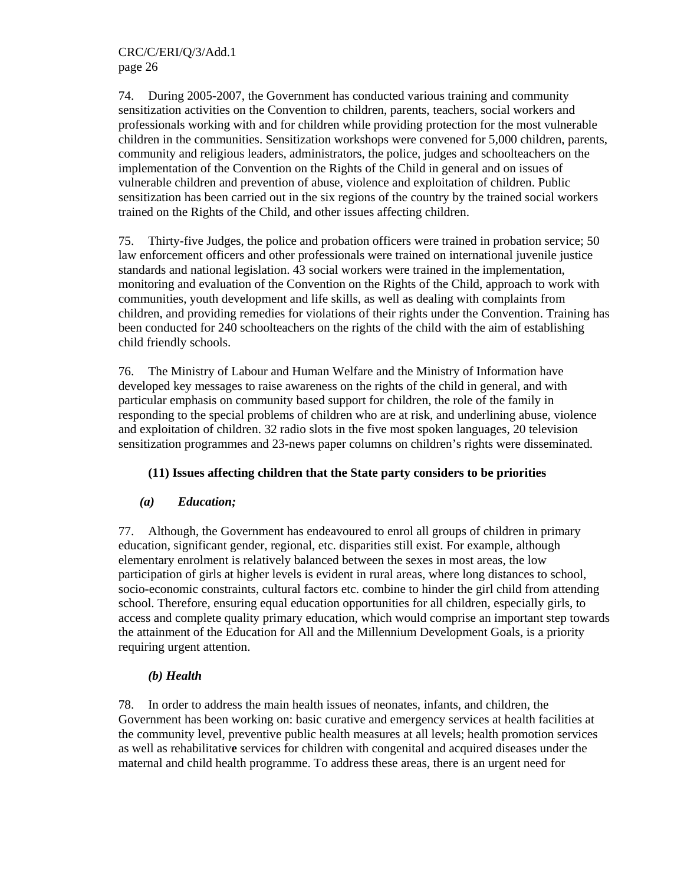74. During 2005-2007, the Government has conducted various training and community sensitization activities on the Convention to children, parents, teachers, social workers and professionals working with and for children while providing protection for the most vulnerable children in the communities. Sensitization workshops were convened for 5,000 children, parents, community and religious leaders, administrators, the police, judges and schoolteachers on the implementation of the Convention on the Rights of the Child in general and on issues of vulnerable children and prevention of abuse, violence and exploitation of children. Public sensitization has been carried out in the six regions of the country by the trained social workers trained on the Rights of the Child, and other issues affecting children.

75. Thirty-five Judges, the police and probation officers were trained in probation service; 50 law enforcement officers and other professionals were trained on international juvenile justice standards and national legislation. 43 social workers were trained in the implementation, monitoring and evaluation of the Convention on the Rights of the Child, approach to work with communities, youth development and life skills, as well as dealing with complaints from children, and providing remedies for violations of their rights under the Convention. Training has been conducted for 240 schoolteachers on the rights of the child with the aim of establishing child friendly schools.

76. The Ministry of Labour and Human Welfare and the Ministry of Information have developed key messages to raise awareness on the rights of the child in general, and with particular emphasis on community based support for children, the role of the family in responding to the special problems of children who are at risk, and underlining abuse, violence and exploitation of children. 32 radio slots in the five most spoken languages, 20 television sensitization programmes and 23-news paper columns on children's rights were disseminated.

**(11) Issues affecting children that the State party considers to be priorities**

***(a) Education;***

77. Although, the Government has endeavoured to enrol all groups of children in primary education, significant gender, regional, etc. disparities still exist. For example, although elementary enrolment is relatively balanced between the sexes in most areas, the low participation of girls at higher levels is evident in rural areas, where long distances to school, socio-economic constraints, cultural factors etc. combine to hinder the girl child from attending school. Therefore, ensuring equal education opportunities for all children, especially girls, to access and complete quality primary education, which would comprise an important step towards the attainment of the Education for All and the Millennium Development Goals, is a priority requiring urgent attention.

***(b) Health***

78. In order to address the main health issues of neonates, infants, and children, the Government has been working on: basic curative and emergency services at health facilities at the community level, preventive public health measures at all levels; health promotion services as well as rehabilitative services for children with congenital and acquired diseases under the maternal and child health programme. To address these areas, there is an urgent need for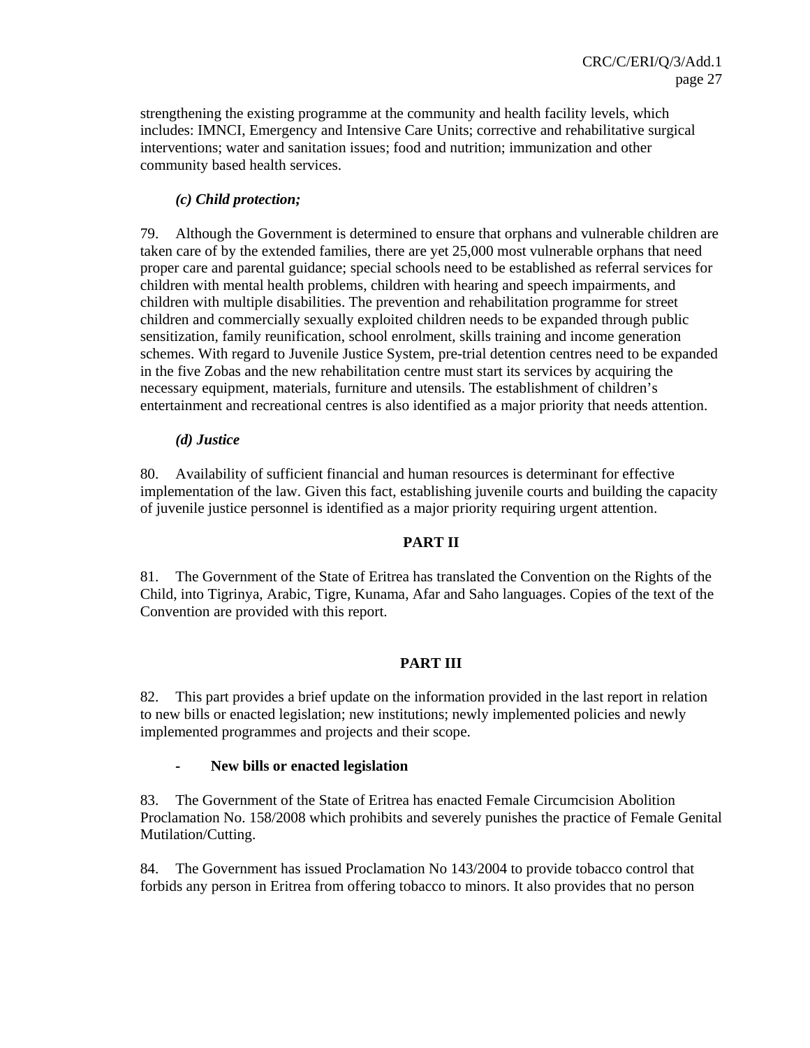strengthening the existing programme at the community and health facility levels, which includes: IMNCI, Emergency and Intensive Care Units; corrective and rehabilitative surgical interventions; water and sanitation issues; food and nutrition; immunization and other community based health services.

***(c) Child protection;***

79. Although the Government is determined to ensure that orphans and vulnerable children are taken care of by the extended families, there are yet 25,000 most vulnerable orphans that need proper care and parental guidance; special schools need to be established as referral services for children with mental health problems, children with hearing and speech impairments, and children with multiple disabilities. The prevention and rehabilitation programme for street children and commercially sexually exploited children needs to be expanded through public sensitization, family reunification, school enrolment, skills training and income generation schemes. With regard to Juvenile Justice System, pre-trial detention centres need to be expanded in the five Zobas and the new rehabilitation centre must start its services by acquiring the necessary equipment, materials, furniture and utensils. The establishment of children's entertainment and recreational centres is also identified as a major priority that needs attention.

***(d) Justice***

80. Availability of sufficient financial and human resources is determinant for effective implementation of the law. Given this fact, establishing juvenile courts and building the capacity of juvenile justice personnel is identified as a major priority requiring urgent attention.

## PART II

81. The Government of the State of Eritrea has translated the Convention on the Rights of the Child, into Tigrinya, Arabic, Tigre, Kunama, Afar and Saho languages. Copies of the text of the Convention are provided with this report.

## PART III

82. This part provides a brief update on the information provided in the last report in relation to new bills or enacted legislation; new institutions; newly implemented policies and newly implemented programmes and projects and their scope.

- **New bills or enacted legislation**

83. The Government of the State of Eritrea has enacted Female Circumcision Abolition Proclamation No. 158/2008 which prohibits and severely punishes the practice of Female Genital Mutilation/Cutting.

84. The Government has issued Proclamation No 143/2004 to provide tobacco control that forbids any person in Eritrea from offering tobacco to minors. It also provides that no person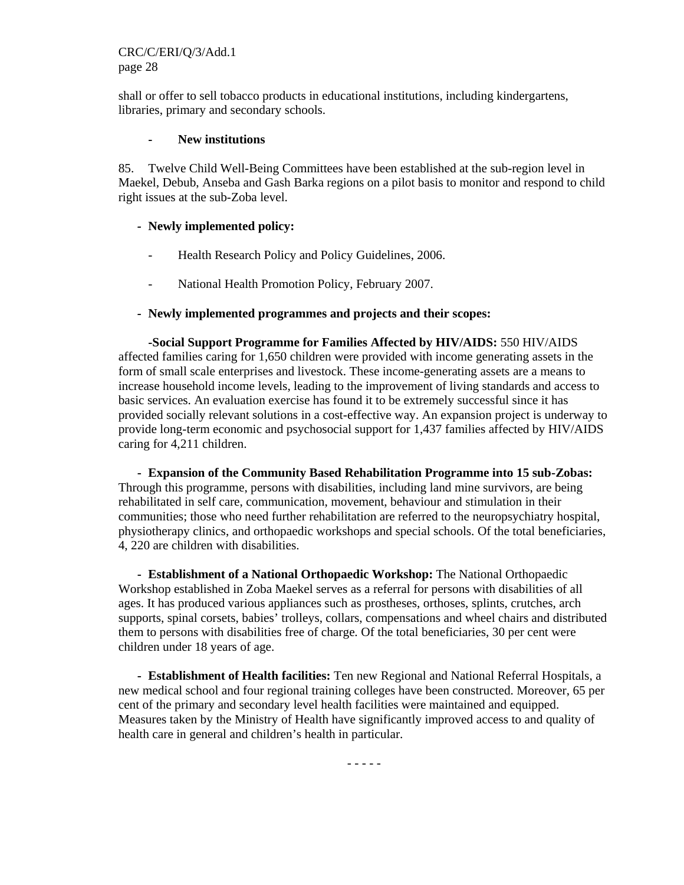shall or offer to sell tobacco products in educational institutions, including kindergartens, libraries, primary and secondary schools.

- **New institutions**

85. Twelve Child Well-Being Committees have been established at the sub-region level in Maekel, Debub, Anseba and Gash Barka regions on a pilot basis to monitor and respond to child right issues at the sub-Zoba level.

- **Newly implemented policy:**
  - Health Research Policy and Policy Guidelines, 2006.
  - National Health Promotion Policy, February 2007.

- **Newly implemented programmes and projects and their scopes:**

-**Social Support Programme for Families Affected by HIV/AIDS:** 550 HIV/AIDS affected families caring for 1,650 children were provided with income generating assets in the form of small scale enterprises and livestock. These income-generating assets are a means to increase household income levels, leading to the improvement of living standards and access to basic services. An evaluation exercise has found it to be extremely successful since it has provided socially relevant solutions in a cost-effective way. An expansion project is underway to provide long-term economic and psychosocial support for 1,437 families affected by HIV/AIDS caring for 4,211 children.

- **Expansion of the Community Based Rehabilitation Programme into 15 sub-Zobas:** Through this programme, persons with disabilities, including land mine survivors, are being rehabilitated in self care, communication, movement, behaviour and stimulation in their communities; those who need further rehabilitation are referred to the neuropsychiatry hospital, physiotherapy clinics, and orthopaedic workshops and special schools. Of the total beneficiaries, 4, 220 are children with disabilities.

- **Establishment of a National Orthopaedic Workshop:** The National Orthopaedic Workshop established in Zoba Maekel serves as a referral for persons with disabilities of all ages. It has produced various appliances such as prostheses, orthoses, splints, crutches, arch supports, spinal corsets, babies' trolleys, collars, compensations and wheel chairs and distributed them to persons with disabilities free of charge. Of the total beneficiaries, 30 per cent were children under 18 years of age.

- **Establishment of Health facilities:** Ten new Regional and National Referral Hospitals, a new medical school and four regional training colleges have been constructed. Moreover, 65 per cent of the primary and secondary level health facilities were maintained and equipped. Measures taken by the Ministry of Health have significantly improved access to and quality of health care in general and children's health in particular.

- - - - -